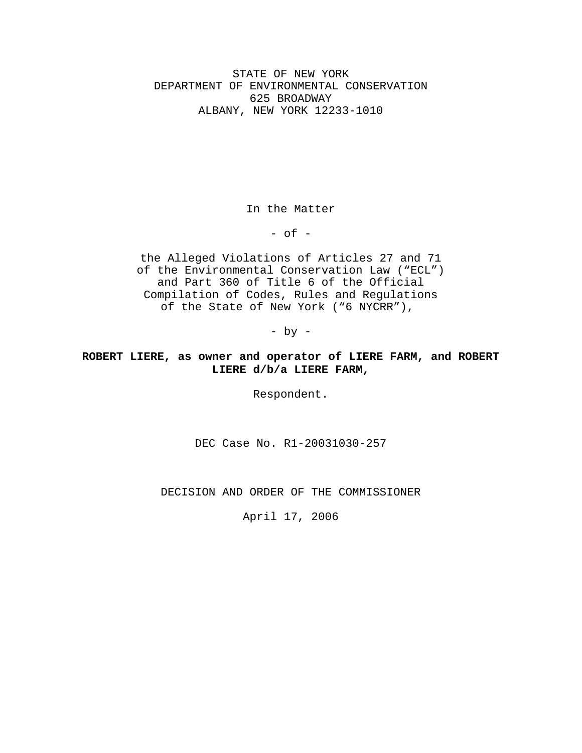STATE OF NEW YORK
DEPARTMENT OF ENVIRONMENTAL CONSERVATION
625 BROADWAY
ALBANY, NEW YORK 12233-1010

In the Matter

- of -

the Alleged Violations of Articles 27 and 71 of the Environmental Conservation Law ("ECL") and Part 360 of Title 6 of the Official Compilation of Codes, Rules and Regulations of the State of New York ("6 NYCRR"),

- by -

**ROBERT LIERE, as owner and operator of LIERE FARM, and ROBERT LIERE d/b/a LIERE FARM,**

Respondent.

DEC Case No. R1-20031030-257

DECISION AND ORDER OF THE COMMISSIONER

April 17, 2006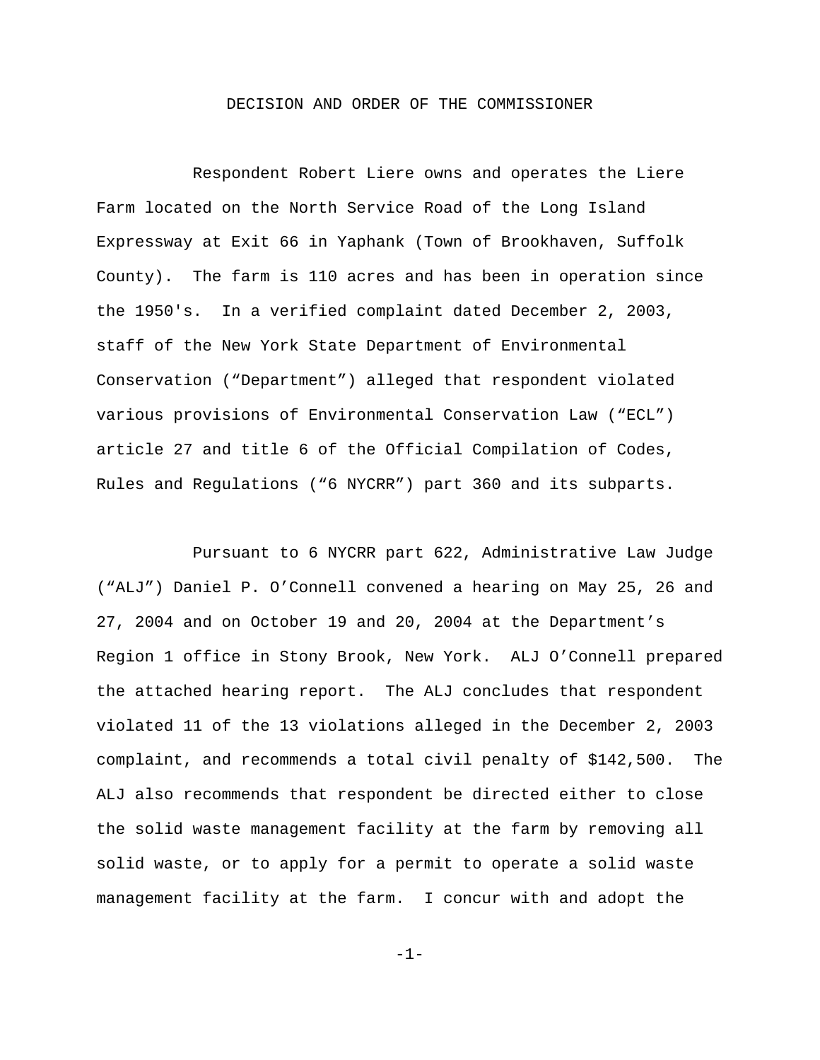DECISION AND ORDER OF THE COMMISSIONER

Respondent Robert Liere owns and operates the Liere Farm located on the North Service Road of the Long Island Expressway at Exit 66 in Yaphank (Town of Brookhaven, Suffolk County). The farm is 110 acres and has been in operation since the 1950's. In a verified complaint dated December 2, 2003, staff of the New York State Department of Environmental Conservation ("Department") alleged that respondent violated various provisions of Environmental Conservation Law ("ECL") article 27 and title 6 of the Official Compilation of Codes, Rules and Regulations ("6 NYCRR") part 360 and its subparts.

Pursuant to 6 NYCRR part 622, Administrative Law Judge ("ALJ") Daniel P. O'Connell convened a hearing on May 25, 26 and 27, 2004 and on October 19 and 20, 2004 at the Department's Region 1 office in Stony Brook, New York. ALJ O'Connell prepared the attached hearing report. The ALJ concludes that respondent violated 11 of the 13 violations alleged in the December 2, 2003 complaint, and recommends a total civil penalty of $142,500. The ALJ also recommends that respondent be directed either to close the solid waste management facility at the farm by removing all solid waste, or to apply for a permit to operate a solid waste management facility at the farm. I concur with and adopt the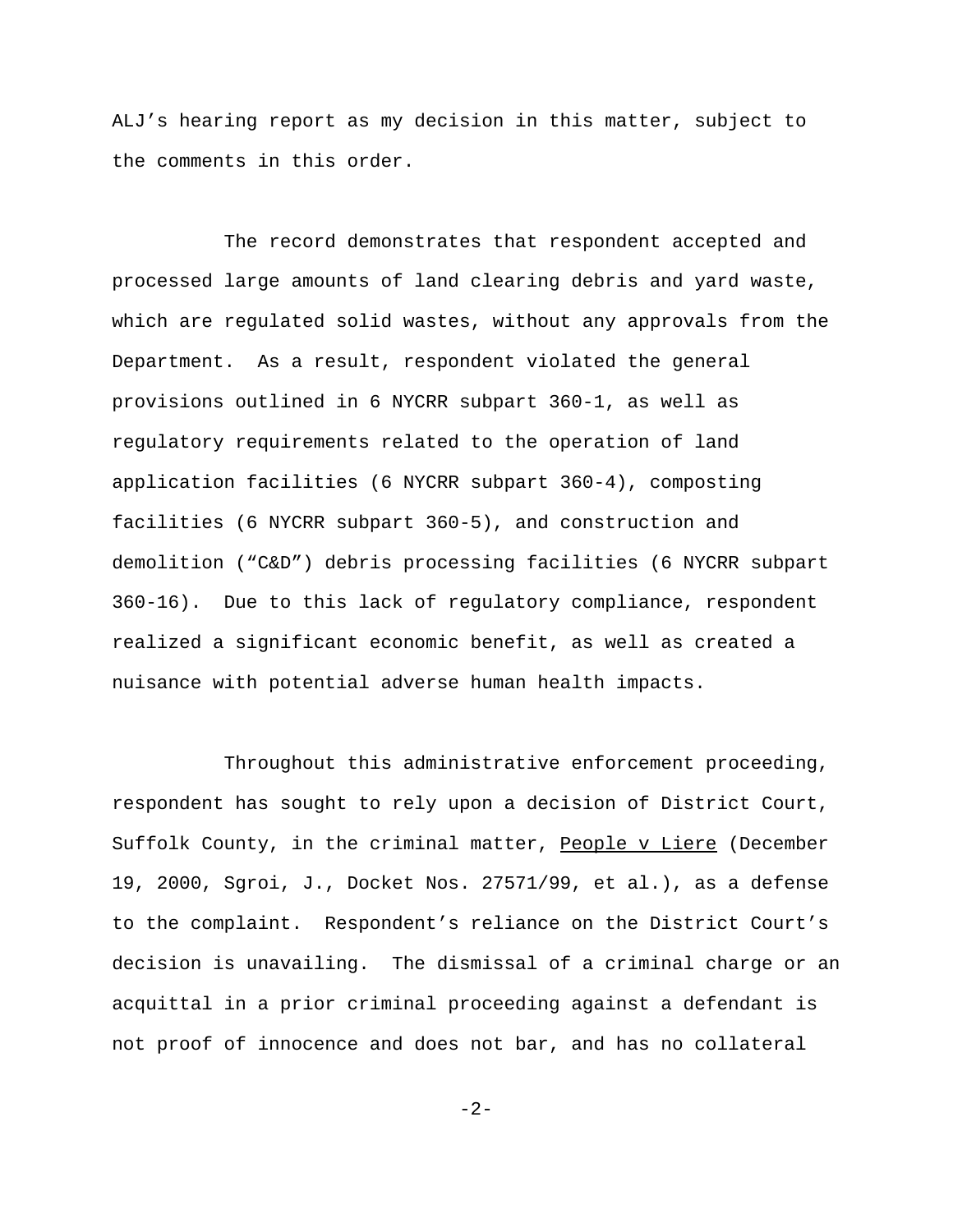ALJ’s hearing report as my decision in this matter, subject to the comments in this order.

The record demonstrates that respondent accepted and processed large amounts of land clearing debris and yard waste, which are regulated solid wastes, without any approvals from the Department. As a result, respondent violated the general provisions outlined in 6 NYCRR subpart 360-1, as well as regulatory requirements related to the operation of land application facilities (6 NYCRR subpart 360-4), composting facilities (6 NYCRR subpart 360-5), and construction and demolition (“C&D”) debris processing facilities (6 NYCRR subpart 360-16). Due to this lack of regulatory compliance, respondent realized a significant economic benefit, as well as created a nuisance with potential adverse human health impacts.

Throughout this administrative enforcement proceeding, respondent has sought to rely upon a decision of District Court, Suffolk County, in the criminal matter, People v Liere (December 19, 2000, Sgroi, J., Docket Nos. 27571/99, et al.), as a defense to the complaint. Respondent’s reliance on the District Court’s decision is unavailing. The dismissal of a criminal charge or an acquittal in a prior criminal proceeding against a defendant is not proof of innocence and does not bar, and has no collateral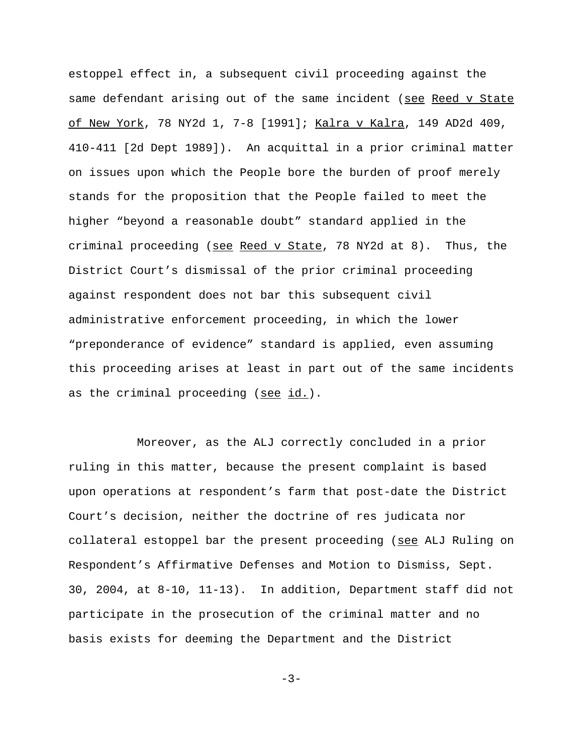estoppel effect in, a subsequent civil proceeding against the same defendant arising out of the same incident (see Reed v State of New York, 78 NY2d 1, 7-8 [1991]; Kalra v Kalra, 149 AD2d 409, 410-411 [2d Dept 1989]). An acquittal in a prior criminal matter on issues upon which the People bore the burden of proof merely stands for the proposition that the People failed to meet the higher "beyond a reasonable doubt" standard applied in the criminal proceeding (see Reed v State, 78 NY2d at 8). Thus, the District Court's dismissal of the prior criminal proceeding against respondent does not bar this subsequent civil administrative enforcement proceeding, in which the lower "preponderance of evidence" standard is applied, even assuming this proceeding arises at least in part out of the same incidents as the criminal proceeding (see id.).

Moreover, as the ALJ correctly concluded in a prior ruling in this matter, because the present complaint is based upon operations at respondent's farm that post-date the District Court's decision, neither the doctrine of res judicata nor collateral estoppel bar the present proceeding (see ALJ Ruling on Respondent's Affirmative Defenses and Motion to Dismiss, Sept. 30, 2004, at 8-10, 11-13). In addition, Department staff did not participate in the prosecution of the criminal matter and no basis exists for deeming the Department and the District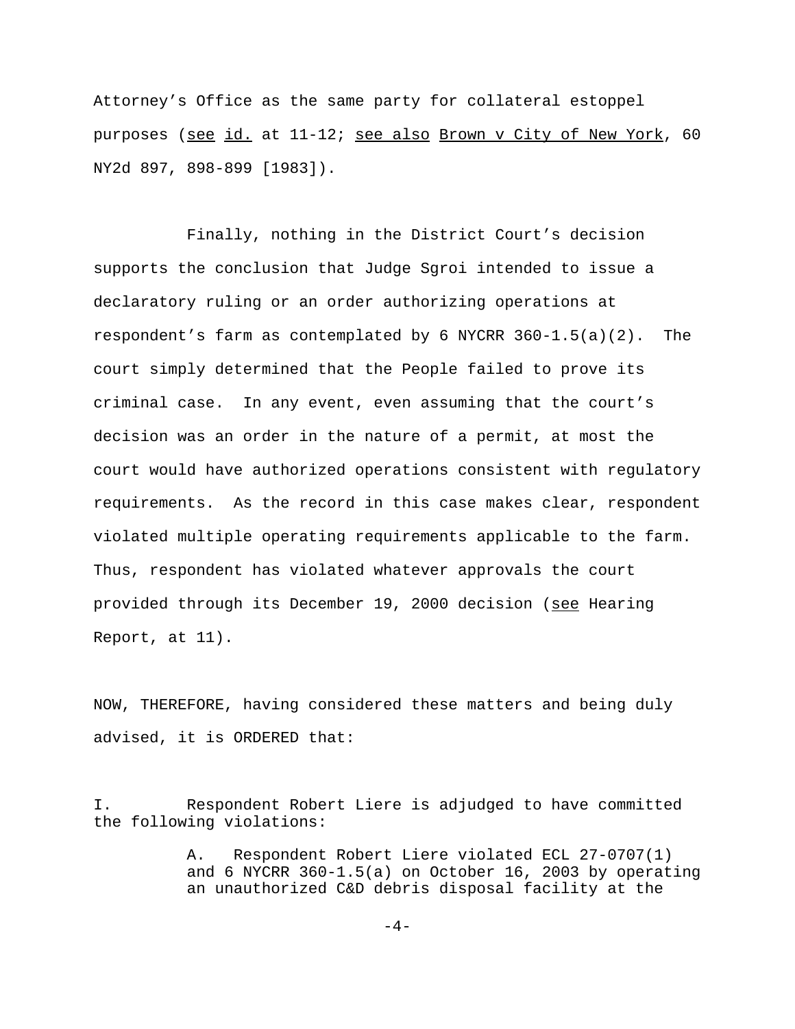Attorney's Office as the same party for collateral estoppel purposes (see id. at 11-12; see also Brown v City of New York, 60 NY2d 897, 898-899 [1983]).

Finally, nothing in the District Court's decision supports the conclusion that Judge Sgroi intended to issue a declaratory ruling or an order authorizing operations at respondent's farm as contemplated by 6 NYCRR 360-1.5(a)(2). The court simply determined that the People failed to prove its criminal case. In any event, even assuming that the court's decision was an order in the nature of a permit, at most the court would have authorized operations consistent with regulatory requirements. As the record in this case makes clear, respondent violated multiple operating requirements applicable to the farm. Thus, respondent has violated whatever approvals the court provided through its December 19, 2000 decision (see Hearing Report, at 11).

NOW, THEREFORE, having considered these matters and being duly advised, it is ORDERED that:

I. Respondent Robert Liere is adjudged to have committed the following violations:

> A. Respondent Robert Liere violated ECL 27-0707(1) and 6 NYCRR 360-1.5(a) on October 16, 2003 by operating an unauthorized C&D debris disposal facility at the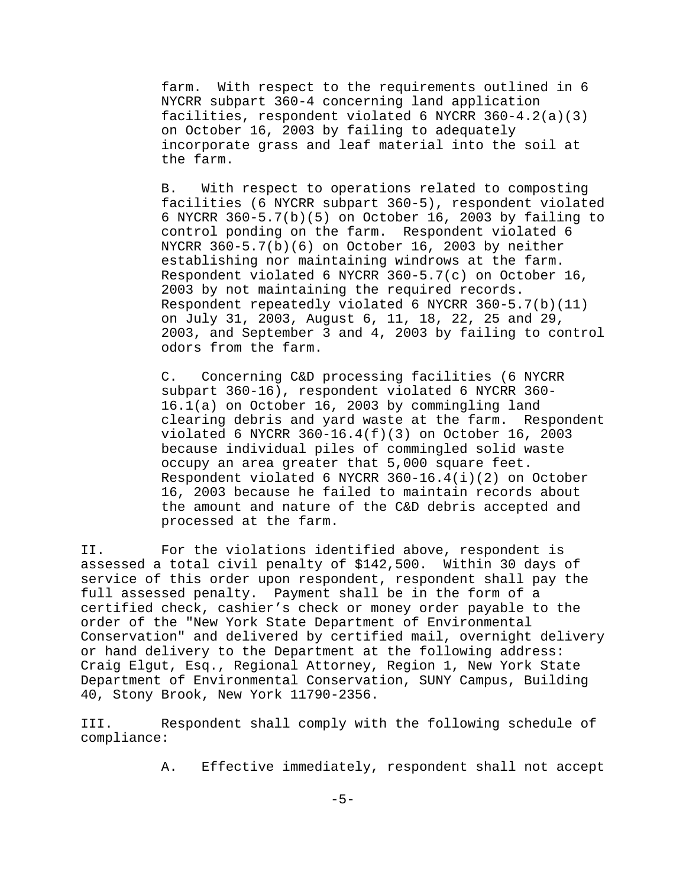farm. With respect to the requirements outlined in 6 NYCRR subpart 360-4 concerning land application facilities, respondent violated 6 NYCRR 360-4.2(a)(3) on October 16, 2003 by failing to adequately incorporate grass and leaf material into the soil at the farm.

B. With respect to operations related to composting facilities (6 NYCRR subpart 360-5), respondent violated 6 NYCRR 360-5.7(b)(5) on October 16, 2003 by failing to control ponding on the farm. Respondent violated 6 NYCRR 360-5.7(b)(6) on October 16, 2003 by neither establishing nor maintaining windrows at the farm. Respondent violated 6 NYCRR 360-5.7(c) on October 16, 2003 by not maintaining the required records. Respondent repeatedly violated 6 NYCRR 360-5.7(b)(11) on July 31, 2003, August 6, 11, 18, 22, 25 and 29, 2003, and September 3 and 4, 2003 by failing to control odors from the farm.

C. Concerning C&D processing facilities (6 NYCRR subpart 360-16), respondent violated 6 NYCRR 360-16.1(a) on October 16, 2003 by commingling land clearing debris and yard waste at the farm. Respondent violated 6 NYCRR 360-16.4(f)(3) on October 16, 2003 because individual piles of commingled solid waste occupy an area greater that 5,000 square feet. Respondent violated 6 NYCRR 360-16.4(i)(2) on October 16, 2003 because he failed to maintain records about the amount and nature of the C&D debris accepted and processed at the farm.

II. For the violations identified above, respondent is assessed a total civil penalty of $142,500. Within 30 days of service of this order upon respondent, respondent shall pay the full assessed penalty. Payment shall be in the form of a certified check, cashier's check or money order payable to the order of the "New York State Department of Environmental Conservation" and delivered by certified mail, overnight delivery or hand delivery to the Department at the following address: Craig Elgut, Esq., Regional Attorney, Region 1, New York State Department of Environmental Conservation, SUNY Campus, Building 40, Stony Brook, New York 11790-2356.

III. Respondent shall comply with the following schedule of compliance:

A. Effective immediately, respondent shall not accept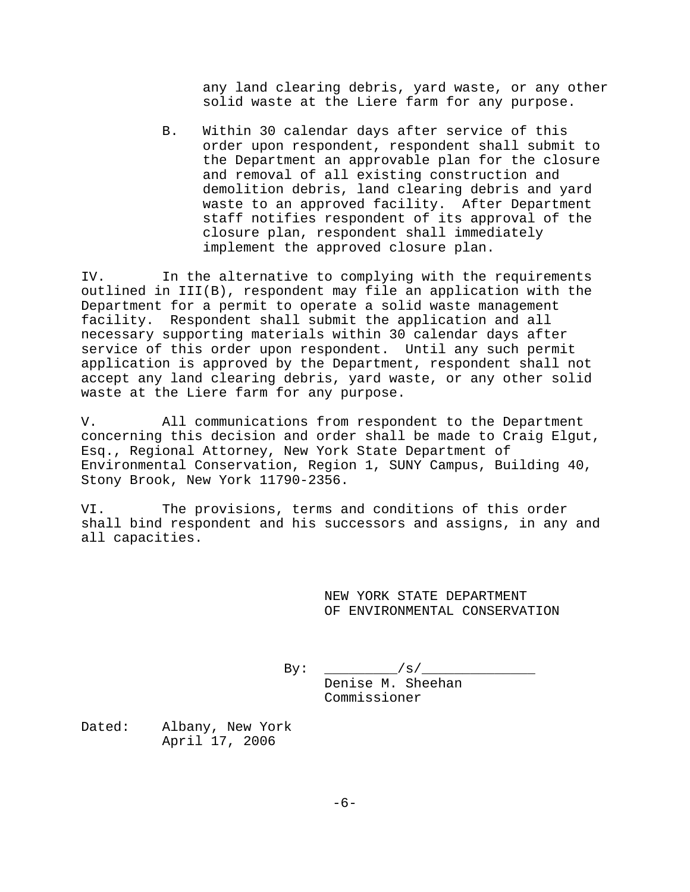any land clearing debris, yard waste, or any other solid waste at the Liere farm for any purpose.

B. Within 30 calendar days after service of this order upon respondent, respondent shall submit to the Department an approvable plan for the closure and removal of all existing construction and demolition debris, land clearing debris and yard waste to an approved facility. After Department staff notifies respondent of its approval of the closure plan, respondent shall immediately implement the approved closure plan.

IV. In the alternative to complying with the requirements outlined in III(B), respondent may file an application with the Department for a permit to operate a solid waste management facility. Respondent shall submit the application and all necessary supporting materials within 30 calendar days after service of this order upon respondent. Until any such permit application is approved by the Department, respondent shall not accept any land clearing debris, yard waste, or any other solid waste at the Liere farm for any purpose.

V. All communications from respondent to the Department concerning this decision and order shall be made to Craig Elgut, Esq., Regional Attorney, New York State Department of Environmental Conservation, Region 1, SUNY Campus, Building 40, Stony Brook, New York 11790-2356.

VI. The provisions, terms and conditions of this order shall bind respondent and his successors and assigns, in any and all capacities.

NEW YORK STATE DEPARTMENT
OF ENVIRONMENTAL CONSERVATION

By: _________/s/_____________
Denise M. Sheehan
Commissioner

Dated: Albany, New York
April 17, 2006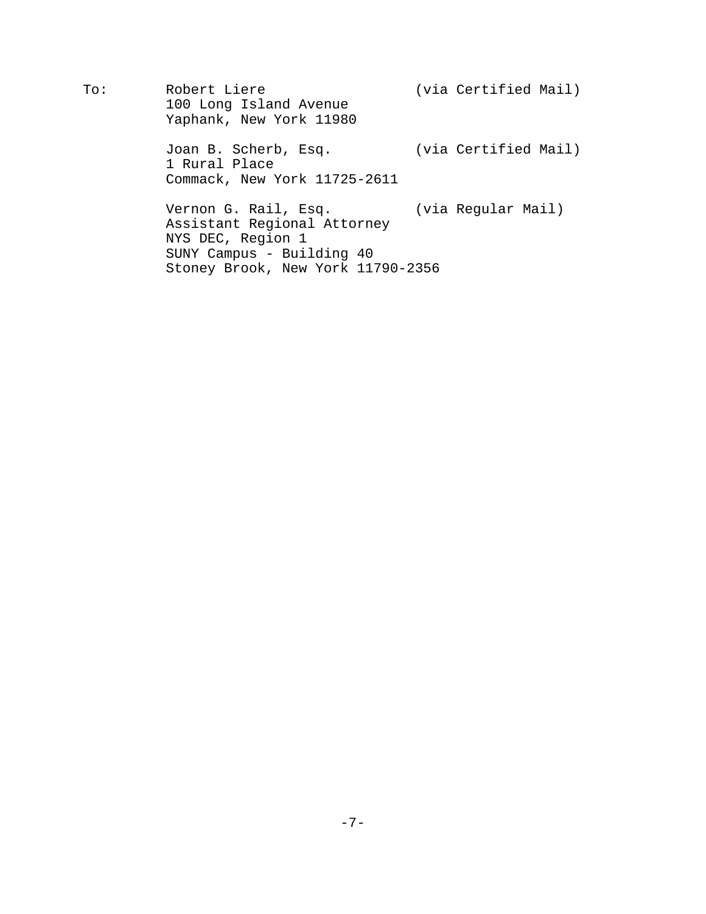To: Robert Liere (via Certified Mail)
100 Long Island Avenue
Yaphank, New York 11980

Joan B. Scherb, Esq. (via Certified Mail)
1 Rural Place
Commack, New York 11725-2611

Vernon G. Rail, Esq. (via Regular Mail)
Assistant Regional Attorney
NYS DEC, Region 1
SUNY Campus - Building 40
Stoney Brook, New York 11790-2356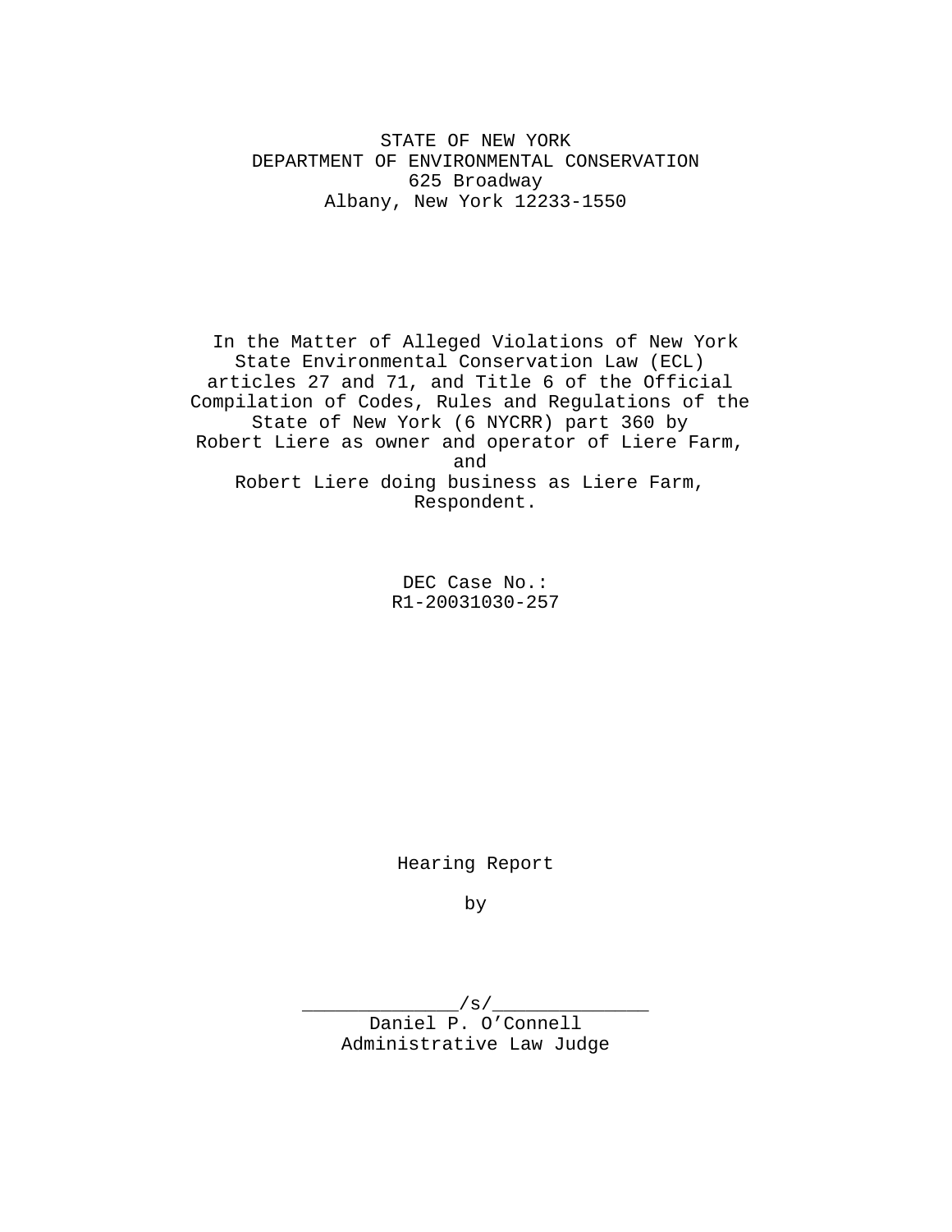STATE OF NEW YORK
DEPARTMENT OF ENVIRONMENTAL CONSERVATION
625 Broadway
Albany, New York 12233-1550

In the Matter of Alleged Violations of New York State Environmental Conservation Law (ECL) articles 27 and 71, and Title 6 of the Official Compilation of Codes, Rules and Regulations of the State of New York (6 NYCRR) part 360 by
Robert Liere as owner and operator of Liere Farm,
and
Robert Liere doing business as Liere Farm,
Respondent.

DEC Case No.:
R1-20031030-257

Hearing Report

by

_____________/s/_____________
Daniel P. O'Connell
Administrative Law Judge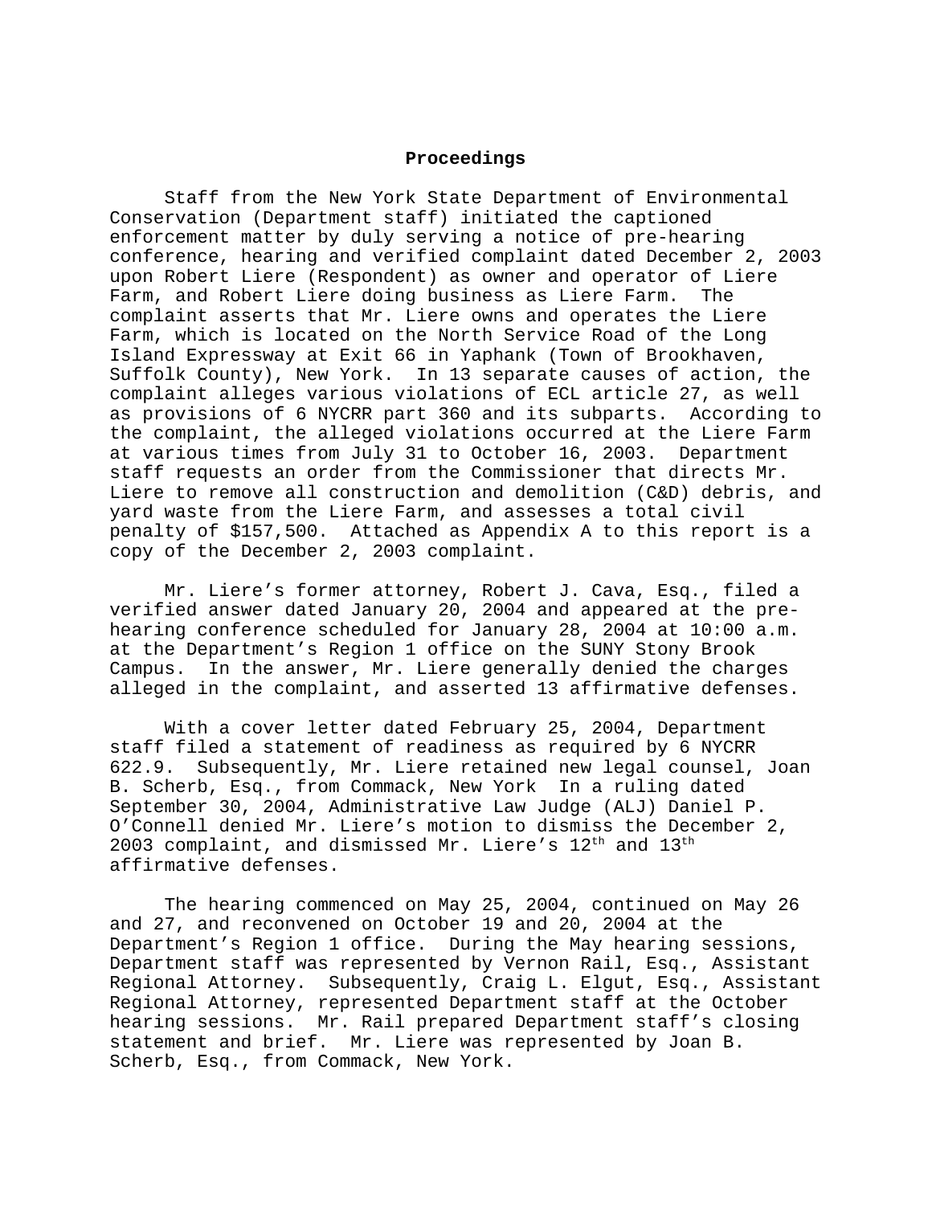## Proceedings

Staff from the New York State Department of Environmental Conservation (Department staff) initiated the captioned enforcement matter by duly serving a notice of pre-hearing conference, hearing and verified complaint dated December 2, 2003 upon Robert Liere (Respondent) as owner and operator of Liere Farm, and Robert Liere doing business as Liere Farm. The complaint asserts that Mr. Liere owns and operates the Liere Farm, which is located on the North Service Road of the Long Island Expressway at Exit 66 in Yaphank (Town of Brookhaven, Suffolk County), New York. In 13 separate causes of action, the complaint alleges various violations of ECL article 27, as well as provisions of 6 NYCRR part 360 and its subparts. According to the complaint, the alleged violations occurred at the Liere Farm at various times from July 31 to October 16, 2003. Department staff requests an order from the Commissioner that directs Mr. Liere to remove all construction and demolition (C&D) debris, and yard waste from the Liere Farm, and assesses a total civil penalty of $157,500. Attached as Appendix A to this report is a copy of the December 2, 2003 complaint.

Mr. Liere's former attorney, Robert J. Cava, Esq., filed a verified answer dated January 20, 2004 and appeared at the pre-hearing conference scheduled for January 28, 2004 at 10:00 a.m. at the Department's Region 1 office on the SUNY Stony Brook Campus. In the answer, Mr. Liere generally denied the charges alleged in the complaint, and asserted 13 affirmative defenses.

With a cover letter dated February 25, 2004, Department staff filed a statement of readiness as required by 6 NYCRR 622.9. Subsequently, Mr. Liere retained new legal counsel, Joan B. Scherb, Esq., from Commack, New York In a ruling dated September 30, 2004, Administrative Law Judge (ALJ) Daniel P. O'Connell denied Mr. Liere's motion to dismiss the December 2, 2003 complaint, and dismissed Mr. Liere's 12th and 13th affirmative defenses.

The hearing commenced on May 25, 2004, continued on May 26 and 27, and reconvened on October 19 and 20, 2004 at the Department's Region 1 office. During the May hearing sessions, Department staff was represented by Vernon Rail, Esq., Assistant Regional Attorney. Subsequently, Craig L. Elgut, Esq., Assistant Regional Attorney, represented Department staff at the October hearing sessions. Mr. Rail prepared Department staff's closing statement and brief. Mr. Liere was represented by Joan B. Scherb, Esq., from Commack, New York.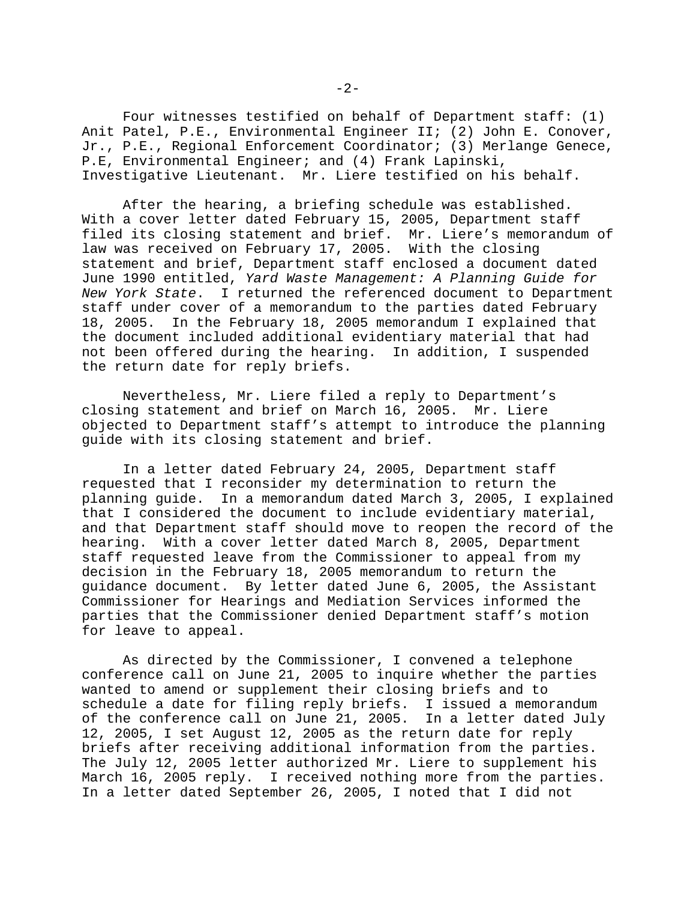Four witnesses testified on behalf of Department staff: (1) Anit Patel, P.E., Environmental Engineer II; (2) John E. Conover, Jr., P.E., Regional Enforcement Coordinator; (3) Merlange Genece, P.E, Environmental Engineer; and (4) Frank Lapinski, Investigative Lieutenant. Mr. Liere testified on his behalf.

After the hearing, a briefing schedule was established. With a cover letter dated February 15, 2005, Department staff filed its closing statement and brief. Mr. Liere's memorandum of law was received on February 17, 2005. With the closing statement and brief, Department staff enclosed a document dated June 1990 entitled, *Yard Waste Management: A Planning Guide for New York State*. I returned the referenced document to Department staff under cover of a memorandum to the parties dated February 18, 2005. In the February 18, 2005 memorandum I explained that the document included additional evidentiary material that had not been offered during the hearing. In addition, I suspended the return date for reply briefs.

Nevertheless, Mr. Liere filed a reply to Department's closing statement and brief on March 16, 2005. Mr. Liere objected to Department staff's attempt to introduce the planning guide with its closing statement and brief.

In a letter dated February 24, 2005, Department staff requested that I reconsider my determination to return the planning guide. In a memorandum dated March 3, 2005, I explained that I considered the document to include evidentiary material, and that Department staff should move to reopen the record of the hearing. With a cover letter dated March 8, 2005, Department staff requested leave from the Commissioner to appeal from my decision in the February 18, 2005 memorandum to return the guidance document. By letter dated June 6, 2005, the Assistant Commissioner for Hearings and Mediation Services informed the parties that the Commissioner denied Department staff's motion for leave to appeal.

As directed by the Commissioner, I convened a telephone conference call on June 21, 2005 to inquire whether the parties wanted to amend or supplement their closing briefs and to schedule a date for filing reply briefs. I issued a memorandum of the conference call on June 21, 2005. In a letter dated July 12, 2005, I set August 12, 2005 as the return date for reply briefs after receiving additional information from the parties. The July 12, 2005 letter authorized Mr. Liere to supplement his March 16, 2005 reply. I received nothing more from the parties. In a letter dated September 26, 2005, I noted that I did not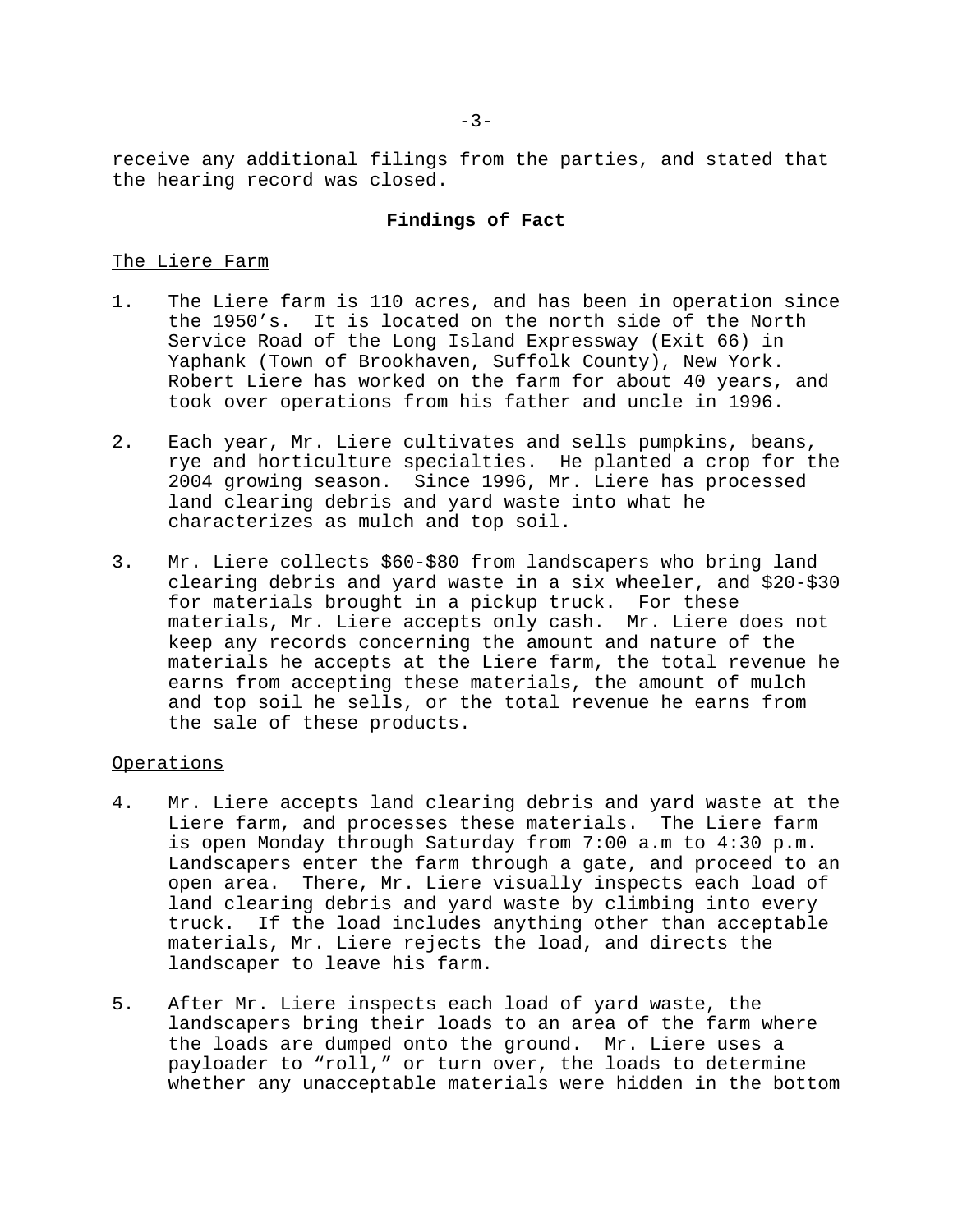receive any additional filings from the parties, and stated that the hearing record was closed.

## Findings of Fact

The Liere Farm

1. The Liere farm is 110 acres, and has been in operation since the 1950's. It is located on the north side of the North Service Road of the Long Island Expressway (Exit 66) in Yaphank (Town of Brookhaven, Suffolk County), New York. Robert Liere has worked on the farm for about 40 years, and took over operations from his father and uncle in 1996.

2. Each year, Mr. Liere cultivates and sells pumpkins, beans, rye and horticulture specialties. He planted a crop for the 2004 growing season. Since 1996, Mr. Liere has processed land clearing debris and yard waste into what he characterizes as mulch and top soil.

3. Mr. Liere collects $60-$80 from landscapers who bring land clearing debris and yard waste in a six wheeler, and $20-$30 for materials brought in a pickup truck. For these materials, Mr. Liere accepts only cash. Mr. Liere does not keep any records concerning the amount and nature of the materials he accepts at the Liere farm, the total revenue he earns from accepting these materials, the amount of mulch and top soil he sells, or the total revenue he earns from the sale of these products.

Operations

4. Mr. Liere accepts land clearing debris and yard waste at the Liere farm, and processes these materials. The Liere farm is open Monday through Saturday from 7:00 a.m to 4:30 p.m. Landscapers enter the farm through a gate, and proceed to an open area. There, Mr. Liere visually inspects each load of land clearing debris and yard waste by climbing into every truck. If the load includes anything other than acceptable materials, Mr. Liere rejects the load, and directs the landscaper to leave his farm.

5. After Mr. Liere inspects each load of yard waste, the landscapers bring their loads to an area of the farm where the loads are dumped onto the ground. Mr. Liere uses a payloader to "roll," or turn over, the loads to determine whether any unacceptable materials were hidden in the bottom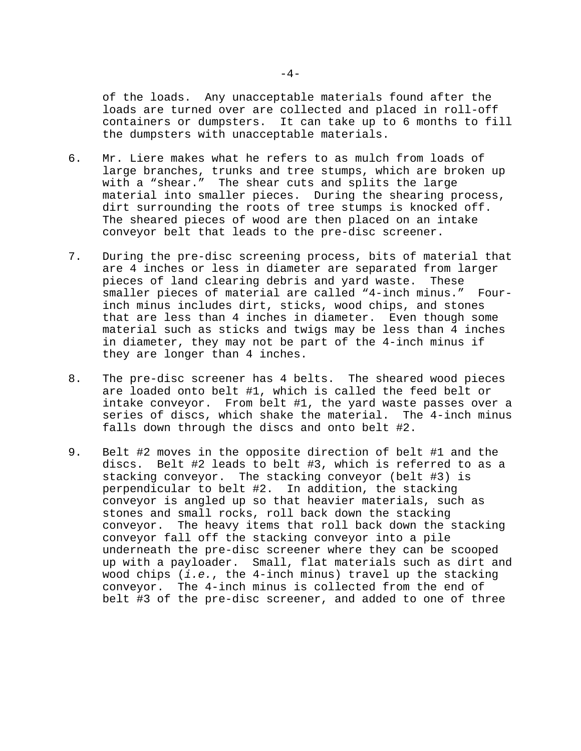of the loads. Any unacceptable materials found after the loads are turned over are collected and placed in roll-off containers or dumpsters. It can take up to 6 months to fill the dumpsters with unacceptable materials.

6. Mr. Liere makes what he refers to as mulch from loads of large branches, trunks and tree stumps, which are broken up with a "shear." The shear cuts and splits the large material into smaller pieces. During the shearing process, dirt surrounding the roots of tree stumps is knocked off. The sheared pieces of wood are then placed on an intake conveyor belt that leads to the pre-disc screener.

7. During the pre-disc screening process, bits of material that are 4 inches or less in diameter are separated from larger pieces of land clearing debris and yard waste. These smaller pieces of material are called "4-inch minus." Four-inch minus includes dirt, sticks, wood chips, and stones that are less than 4 inches in diameter. Even though some material such as sticks and twigs may be less than 4 inches in diameter, they may not be part of the 4-inch minus if they are longer than 4 inches.

8. The pre-disc screener has 4 belts. The sheared wood pieces are loaded onto belt #1, which is called the feed belt or intake conveyor. From belt #1, the yard waste passes over a series of discs, which shake the material. The 4-inch minus falls down through the discs and onto belt #2.

9. Belt #2 moves in the opposite direction of belt #1 and the discs. Belt #2 leads to belt #3, which is referred to as a stacking conveyor. The stacking conveyor (belt #3) is perpendicular to belt #2. In addition, the stacking conveyor is angled up so that heavier materials, such as stones and small rocks, roll back down the stacking conveyor. The heavy items that roll back down the stacking conveyor fall off the stacking conveyor into a pile underneath the pre-disc screener where they can be scooped up with a payloader. Small, flat materials such as dirt and wood chips (*i.e.*, the 4-inch minus) travel up the stacking conveyor. The 4-inch minus is collected from the end of belt #3 of the pre-disc screener, and added to one of three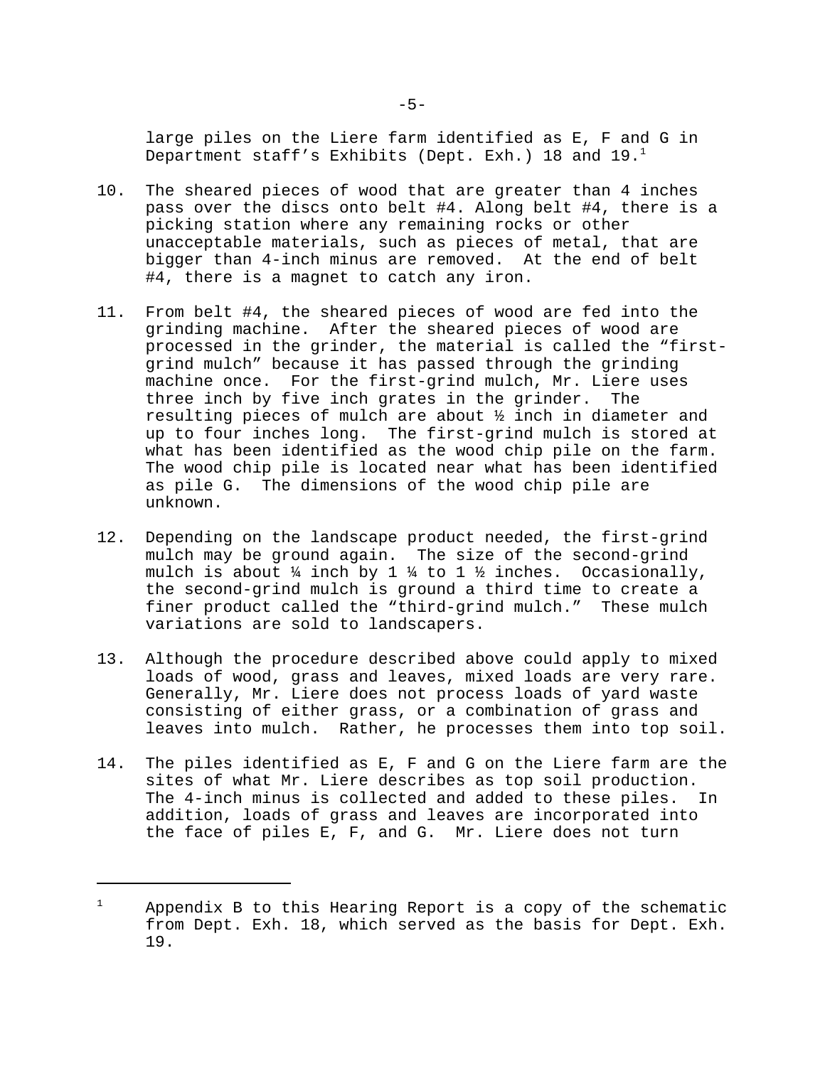large piles on the Liere farm identified as E, F and G in Department staff's Exhibits (Dept. Exh.) 18 and 19.[1]

10. The sheared pieces of wood that are greater than 4 inches pass over the discs onto belt #4. Along belt #4, there is a picking station where any remaining rocks or other unacceptable materials, such as pieces of metal, that are bigger than 4-inch minus are removed. At the end of belt #4, there is a magnet to catch any iron.

11. From belt #4, the sheared pieces of wood are fed into the grinding machine. After the sheared pieces of wood are processed in the grinder, the material is called the "first-grind mulch" because it has passed through the grinding machine once. For the first-grind mulch, Mr. Liere uses three inch by five inch grates in the grinder. The resulting pieces of mulch are about ½ inch in diameter and up to four inches long. The first-grind mulch is stored at what has been identified as the wood chip pile on the farm. The wood chip pile is located near what has been identified as pile G. The dimensions of the wood chip pile are unknown.

12. Depending on the landscape product needed, the first-grind mulch may be ground again. The size of the second-grind mulch is about ¼ inch by 1 ¼ to 1 ½ inches. Occasionally, the second-grind mulch is ground a third time to create a finer product called the "third-grind mulch." These mulch variations are sold to landscapers.

13. Although the procedure described above could apply to mixed loads of wood, grass and leaves, mixed loads are very rare. Generally, Mr. Liere does not process loads of yard waste consisting of either grass, or a combination of grass and leaves into mulch. Rather, he processes them into top soil.

14. The piles identified as E, F and G on the Liere farm are the sites of what Mr. Liere describes as top soil production. The 4-inch minus is collected and added to these piles. In addition, loads of grass and leaves are incorporated into the face of piles E, F, and G. Mr. Liere does not turn

---

[1] Appendix B to this Hearing Report is a copy of the schematic from Dept. Exh. 18, which served as the basis for Dept. Exh. 19.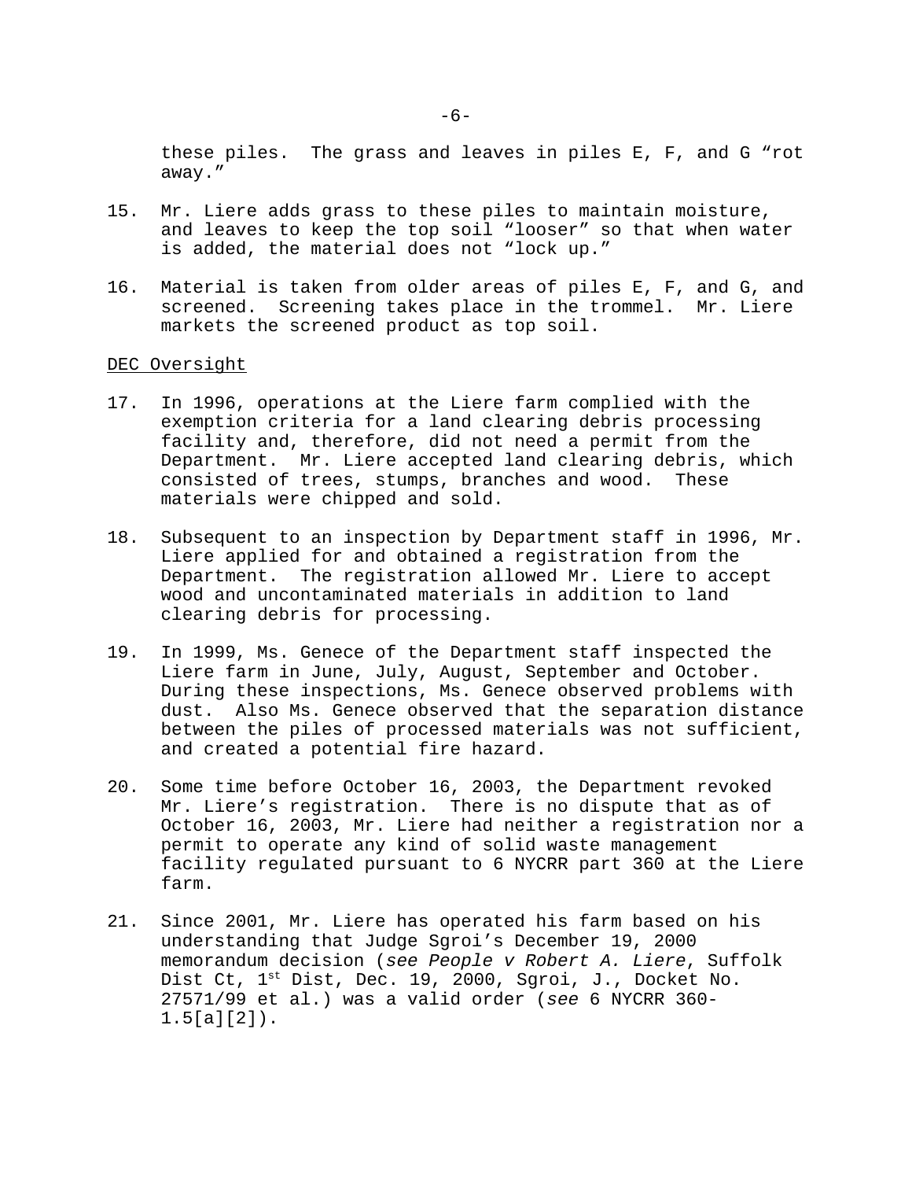these piles. The grass and leaves in piles E, F, and G "rot away."

15. Mr. Liere adds grass to these piles to maintain moisture, and leaves to keep the top soil "looser" so that when water is added, the material does not "lock up."

16. Material is taken from older areas of piles E, F, and G, and screened. Screening takes place in the trommel. Mr. Liere markets the screened product as top soil.

DEC Oversight

17. In 1996, operations at the Liere farm complied with the exemption criteria for a land clearing debris processing facility and, therefore, did not need a permit from the Department. Mr. Liere accepted land clearing debris, which consisted of trees, stumps, branches and wood. These materials were chipped and sold.

18. Subsequent to an inspection by Department staff in 1996, Mr. Liere applied for and obtained a registration from the Department. The registration allowed Mr. Liere to accept wood and uncontaminated materials in addition to land clearing debris for processing.

19. In 1999, Ms. Genece of the Department staff inspected the Liere farm in June, July, August, September and October. During these inspections, Ms. Genece observed problems with dust. Also Ms. Genece observed that the separation distance between the piles of processed materials was not sufficient, and created a potential fire hazard.

20. Some time before October 16, 2003, the Department revoked Mr. Liere's registration. There is no dispute that as of October 16, 2003, Mr. Liere had neither a registration nor a permit to operate any kind of solid waste management facility regulated pursuant to 6 NYCRR part 360 at the Liere farm.

21. Since 2001, Mr. Liere has operated his farm based on his understanding that Judge Sgroi's December 19, 2000 memorandum decision (*see People v Robert A. Liere*, Suffolk Dist Ct, 1st Dist, Dec. 19, 2000, Sgroi, J., Docket No. 27571/99 et al.) was a valid order (*see* 6 NYCRR 360-1.5[a][2]).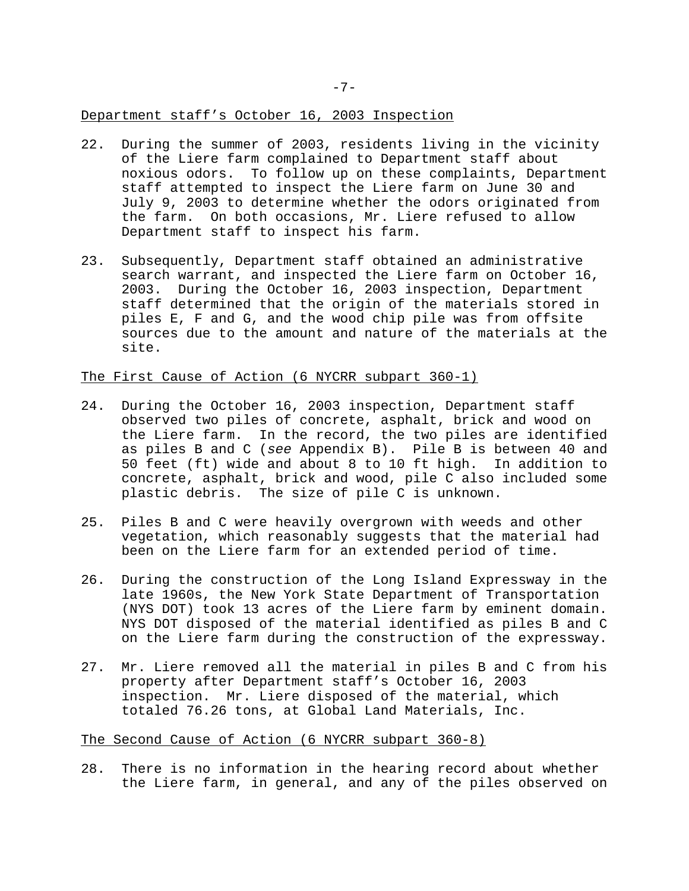Department staff's October 16, 2003 Inspection

22. During the summer of 2003, residents living in the vicinity of the Liere farm complained to Department staff about noxious odors. To follow up on these complaints, Department staff attempted to inspect the Liere farm on June 30 and July 9, 2003 to determine whether the odors originated from the farm. On both occasions, Mr. Liere refused to allow Department staff to inspect his farm.

23. Subsequently, Department staff obtained an administrative search warrant, and inspected the Liere farm on October 16, 2003. During the October 16, 2003 inspection, Department staff determined that the origin of the materials stored in piles E, F and G, and the wood chip pile was from offsite sources due to the amount and nature of the materials at the site.

The First Cause of Action (6 NYCRR subpart 360-1)

24. During the October 16, 2003 inspection, Department staff observed two piles of concrete, asphalt, brick and wood on the Liere farm. In the record, the two piles are identified as piles B and C (*see* Appendix B). Pile B is between 40 and 50 feet (ft) wide and about 8 to 10 ft high. In addition to concrete, asphalt, brick and wood, pile C also included some plastic debris. The size of pile C is unknown.

25. Piles B and C were heavily overgrown with weeds and other vegetation, which reasonably suggests that the material had been on the Liere farm for an extended period of time.

26. During the construction of the Long Island Expressway in the late 1960s, the New York State Department of Transportation (NYS DOT) took 13 acres of the Liere farm by eminent domain. NYS DOT disposed of the material identified as piles B and C on the Liere farm during the construction of the expressway.

27. Mr. Liere removed all the material in piles B and C from his property after Department staff's October 16, 2003 inspection. Mr. Liere disposed of the material, which totaled 76.26 tons, at Global Land Materials, Inc.

The Second Cause of Action (6 NYCRR subpart 360-8)

28. There is no information in the hearing record about whether the Liere farm, in general, and any of the piles observed on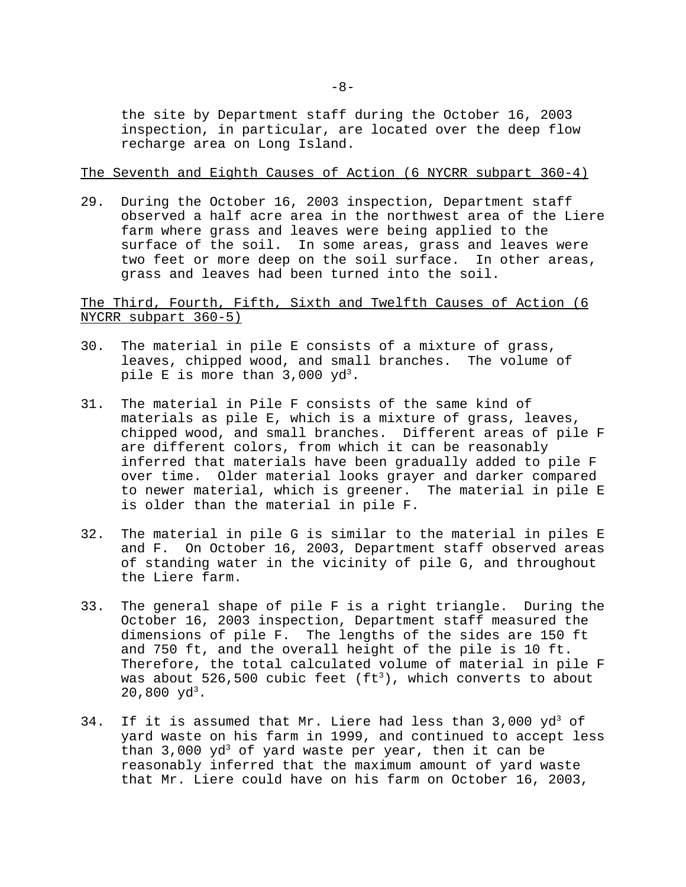the site by Department staff during the October 16, 2003 inspection, in particular, are located over the deep flow recharge area on Long Island.

The Seventh and Eighth Causes of Action (6 NYCRR subpart 360-4)

29. During the October 16, 2003 inspection, Department staff observed a half acre area in the northwest area of the Liere farm where grass and leaves were being applied to the surface of the soil. In some areas, grass and leaves were two feet or more deep on the soil surface. In other areas, grass and leaves had been turned into the soil.

The Third, Fourth, Fifth, Sixth and Twelfth Causes of Action (6 NYCRR subpart 360-5)

30. The material in pile E consists of a mixture of grass, leaves, chipped wood, and small branches. The volume of pile E is more than 3,000 $yd^3$.

31. The material in Pile F consists of the same kind of materials as pile E, which is a mixture of grass, leaves, chipped wood, and small branches. Different areas of pile F are different colors, from which it can be reasonably inferred that materials have been gradually added to pile F over time. Older material looks grayer and darker compared to newer material, which is greener. The material in pile E is older than the material in pile F.

32. The material in pile G is similar to the material in piles E and F. On October 16, 2003, Department staff observed areas of standing water in the vicinity of pile G, and throughout the Liere farm.

33. The general shape of pile F is a right triangle. During the October 16, 2003 inspection, Department staff measured the dimensions of pile F. The lengths of the sides are 150 ft and 750 ft, and the overall height of the pile is 10 ft. Therefore, the total calculated volume of material in pile F was about 526,500 cubic feet ($ft^3$), which converts to about 20,800 $yd^3$.

34. If it is assumed that Mr. Liere had less than 3,000 $yd^3$ of yard waste on his farm in 1999, and continued to accept less than 3,000 $yd^3$ of yard waste per year, then it can be reasonably inferred that the maximum amount of yard waste that Mr. Liere could have on his farm on October 16, 2003,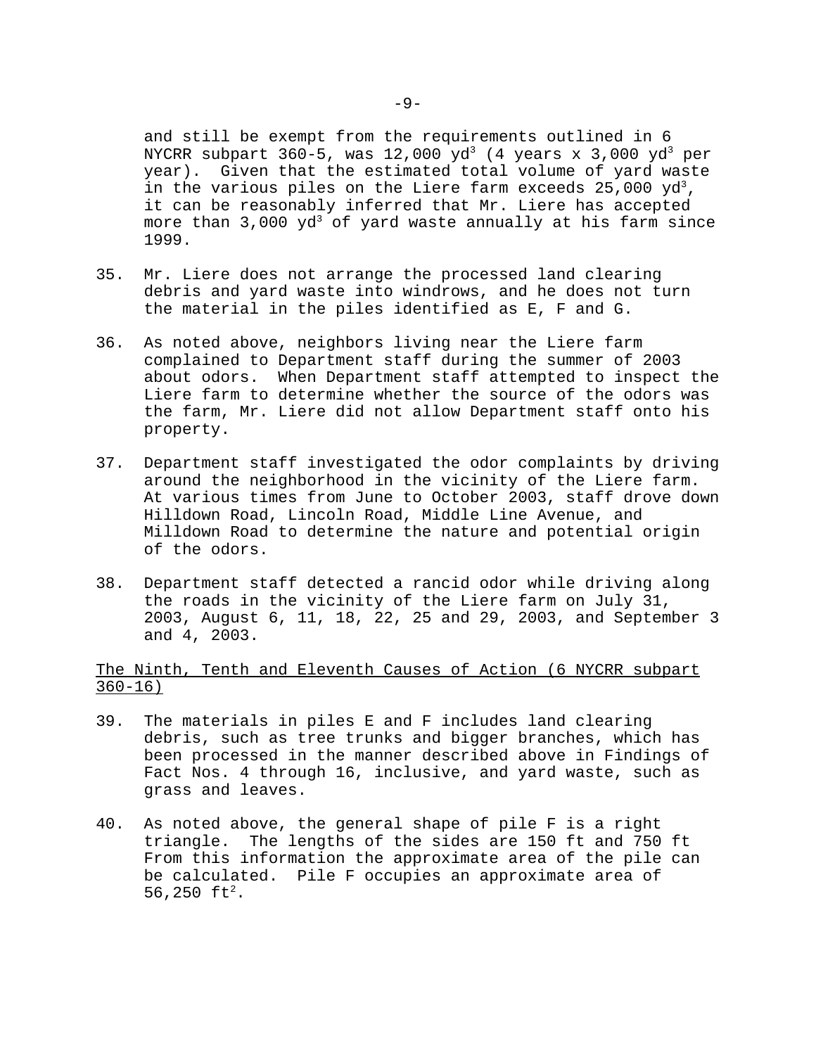and still be exempt from the requirements outlined in 6 NYCRR subpart 360-5, was 12,000 $yd^3$ (4 years x 3,000 $yd^3$ per year). Given that the estimated total volume of yard waste in the various piles on the Liere farm exceeds 25,000 $yd^3$, it can be reasonably inferred that Mr. Liere has accepted more than 3,000 $yd^3$ of yard waste annually at his farm since 1999.

35. Mr. Liere does not arrange the processed land clearing debris and yard waste into windrows, and he does not turn the material in the piles identified as E, F and G.

36. As noted above, neighbors living near the Liere farm complained to Department staff during the summer of 2003 about odors. When Department staff attempted to inspect the Liere farm to determine whether the source of the odors was the farm, Mr. Liere did not allow Department staff onto his property.

37. Department staff investigated the odor complaints by driving around the neighborhood in the vicinity of the Liere farm. At various times from June to October 2003, staff drove down Hilldown Road, Lincoln Road, Middle Line Avenue, and Milldown Road to determine the nature and potential origin of the odors.

38. Department staff detected a rancid odor while driving along the roads in the vicinity of the Liere farm on July 31, 2003, August 6, 11, 18, 22, 25 and 29, 2003, and September 3 and 4, 2003.

<u>The Ninth, Tenth and Eleventh Causes of Action (6 NYCRR subpart 360-16)</u>

39. The materials in piles E and F includes land clearing debris, such as tree trunks and bigger branches, which has been processed in the manner described above in Findings of Fact Nos. 4 through 16, inclusive, and yard waste, such as grass and leaves.

40. As noted above, the general shape of pile F is a right triangle. The lengths of the sides are 150 ft and 750 ft From this information the approximate area of the pile can be calculated. Pile F occupies an approximate area of 56,250 $ft^2$.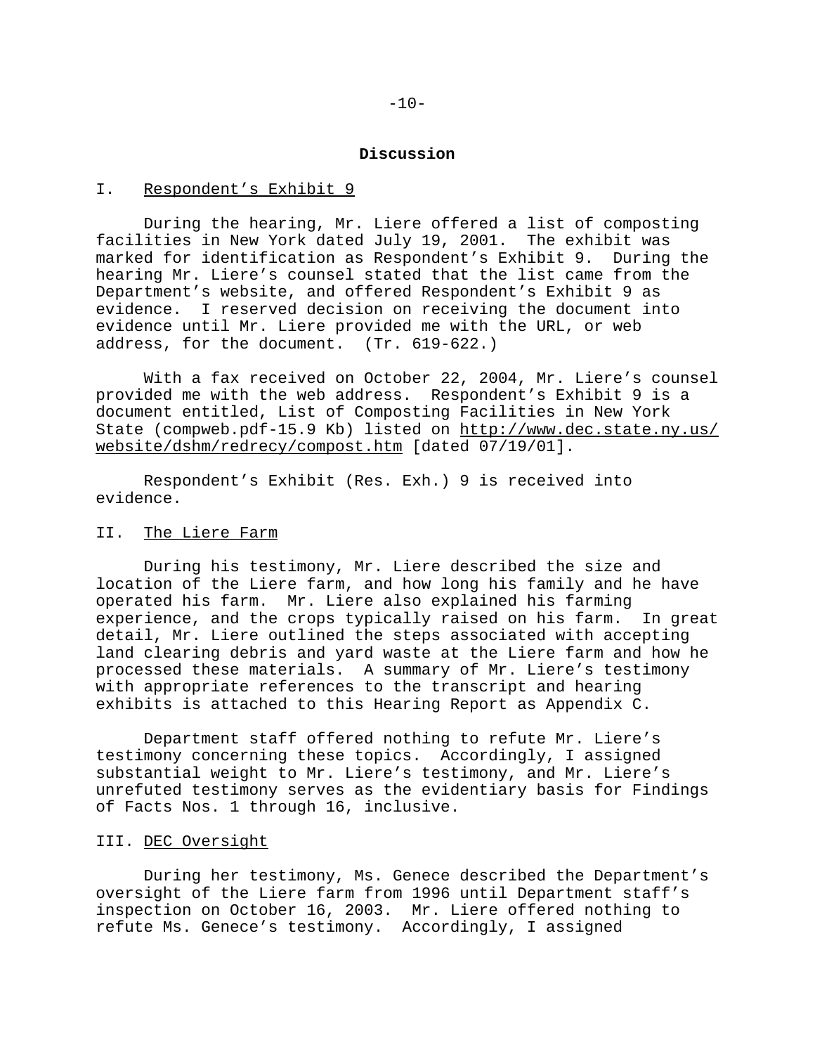## Discussion

### I. Respondent's Exhibit 9

During the hearing, Mr. Liere offered a list of composting facilities in New York dated July 19, 2001. The exhibit was marked for identification as Respondent's Exhibit 9. During the hearing Mr. Liere's counsel stated that the list came from the Department's website, and offered Respondent's Exhibit 9 as evidence. I reserved decision on receiving the document into evidence until Mr. Liere provided me with the URL, or web address, for the document. (Tr. 619-622.)

With a fax received on October 22, 2004, Mr. Liere's counsel provided me with the web address. Respondent's Exhibit 9 is a document entitled, List of Composting Facilities in New York State (compweb.pdf-15.9 Kb) listed on http://www.dec.state.ny.us/website/dshm/redrecy/compost.htm [dated 07/19/01].

Respondent's Exhibit (Res. Exh.) 9 is received into evidence.

### II. The Liere Farm

During his testimony, Mr. Liere described the size and location of the Liere farm, and how long his family and he have operated his farm. Mr. Liere also explained his farming experience, and the crops typically raised on his farm. In great detail, Mr. Liere outlined the steps associated with accepting land clearing debris and yard waste at the Liere farm and how he processed these materials. A summary of Mr. Liere's testimony with appropriate references to the transcript and hearing exhibits is attached to this Hearing Report as Appendix C.

Department staff offered nothing to refute Mr. Liere's testimony concerning these topics. Accordingly, I assigned substantial weight to Mr. Liere's testimony, and Mr. Liere's unrefuted testimony serves as the evidentiary basis for Findings of Facts Nos. 1 through 16, inclusive.

### III. DEC Oversight

During her testimony, Ms. Genece described the Department's oversight of the Liere farm from 1996 until Department staff's inspection on October 16, 2003. Mr. Liere offered nothing to refute Ms. Genece's testimony. Accordingly, I assigned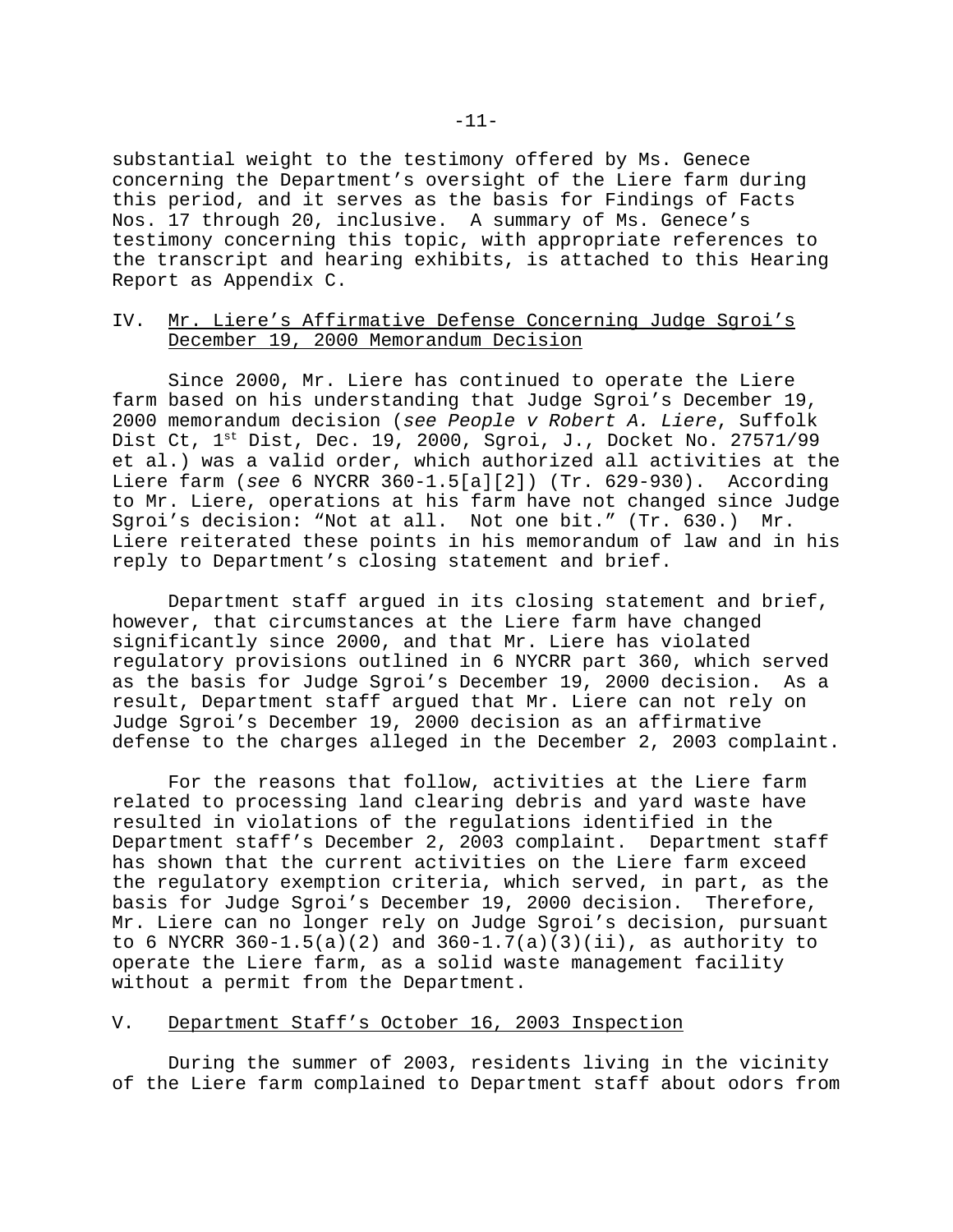substantial weight to the testimony offered by Ms. Genece concerning the Department's oversight of the Liere farm during this period, and it serves as the basis for Findings of Facts Nos. 17 through 20, inclusive. A summary of Ms. Genece's testimony concerning this topic, with appropriate references to the transcript and hearing exhibits, is attached to this Hearing Report as Appendix C.

## IV. Mr. Liere's Affirmative Defense Concerning Judge Sgroi's December 19, 2000 Memorandum Decision

Since 2000, Mr. Liere has continued to operate the Liere farm based on his understanding that Judge Sgroi's December 19, 2000 memorandum decision (*see People v Robert A. Liere*, Suffolk Dist Ct, 1st Dist, Dec. 19, 2000, Sgroi, J., Docket No. 27571/99 et al.) was a valid order, which authorized all activities at the Liere farm (*see* 6 NYCRR 360-1.5[a][2]) (Tr. 629-930). According to Mr. Liere, operations at his farm have not changed since Judge Sgroi's decision: "Not at all. Not one bit." (Tr. 630.) Mr. Liere reiterated these points in his memorandum of law and in his reply to Department's closing statement and brief.

Department staff argued in its closing statement and brief, however, that circumstances at the Liere farm have changed significantly since 2000, and that Mr. Liere has violated regulatory provisions outlined in 6 NYCRR part 360, which served as the basis for Judge Sgroi's December 19, 2000 decision. As a result, Department staff argued that Mr. Liere can not rely on Judge Sgroi's December 19, 2000 decision as an affirmative defense to the charges alleged in the December 2, 2003 complaint.

For the reasons that follow, activities at the Liere farm related to processing land clearing debris and yard waste have resulted in violations of the regulations identified in the Department staff's December 2, 2003 complaint. Department staff has shown that the current activities on the Liere farm exceed the regulatory exemption criteria, which served, in part, as the basis for Judge Sgroi's December 19, 2000 decision. Therefore, Mr. Liere can no longer rely on Judge Sgroi's decision, pursuant to 6 NYCRR 360-1.5(a)(2) and 360-1.7(a)(3)(ii), as authority to operate the Liere farm, as a solid waste management facility without a permit from the Department.

## V. Department Staff's October 16, 2003 Inspection

During the summer of 2003, residents living in the vicinity of the Liere farm complained to Department staff about odors from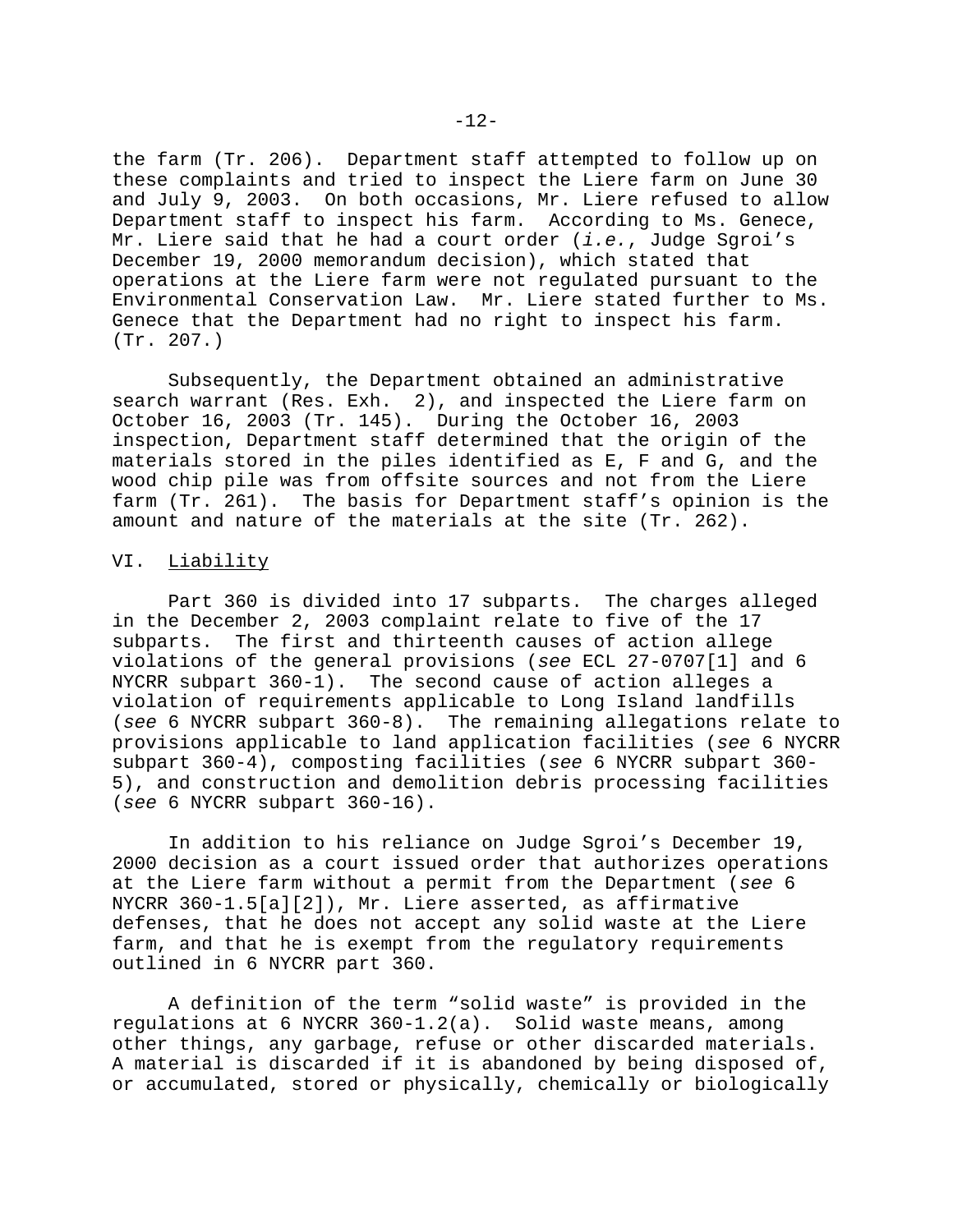the farm (Tr. 206). Department staff attempted to follow up on these complaints and tried to inspect the Liere farm on June 30 and July 9, 2003. On both occasions, Mr. Liere refused to allow Department staff to inspect his farm. According to Ms. Genece, Mr. Liere said that he had a court order (*i.e.*, Judge Sgroi's December 19, 2000 memorandum decision), which stated that operations at the Liere farm were not regulated pursuant to the Environmental Conservation Law. Mr. Liere stated further to Ms. Genece that the Department had no right to inspect his farm. (Tr. 207.)

Subsequently, the Department obtained an administrative search warrant (Res. Exh. 2), and inspected the Liere farm on October 16, 2003 (Tr. 145). During the October 16, 2003 inspection, Department staff determined that the origin of the materials stored in the piles identified as E, F and G, and the wood chip pile was from offsite sources and not from the Liere farm (Tr. 261). The basis for Department staff's opinion is the amount and nature of the materials at the site (Tr. 262).

## VI. Liability

Part 360 is divided into 17 subparts. The charges alleged in the December 2, 2003 complaint relate to five of the 17 subparts. The first and thirteenth causes of action allege violations of the general provisions (*see* ECL 27-0707[1] and 6 NYCRR subpart 360-1). The second cause of action alleges a violation of requirements applicable to Long Island landfills (*see* 6 NYCRR subpart 360-8). The remaining allegations relate to provisions applicable to land application facilities (*see* 6 NYCRR subpart 360-4), composting facilities (*see* 6 NYCRR subpart 360-5), and construction and demolition debris processing facilities (*see* 6 NYCRR subpart 360-16).

In addition to his reliance on Judge Sgroi's December 19, 2000 decision as a court issued order that authorizes operations at the Liere farm without a permit from the Department (*see* 6 NYCRR 360-1.5[a][2]), Mr. Liere asserted, as affirmative defenses, that he does not accept any solid waste at the Liere farm, and that he is exempt from the regulatory requirements outlined in 6 NYCRR part 360.

A definition of the term "solid waste" is provided in the regulations at 6 NYCRR 360-1.2(a). Solid waste means, among other things, any garbage, refuse or other discarded materials. A material is discarded if it is abandoned by being disposed of, or accumulated, stored or physically, chemically or biologically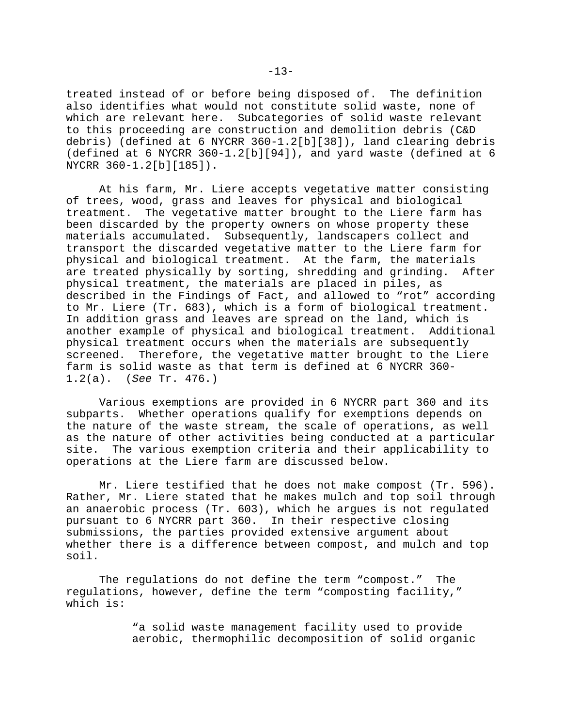treated instead of or before being disposed of. The definition also identifies what would not constitute solid waste, none of which are relevant here. Subcategories of solid waste relevant to this proceeding are construction and demolition debris (C&D debris) (defined at 6 NYCRR 360-1.2[b][38]), land clearing debris (defined at 6 NYCRR 360-1.2[b][94]), and yard waste (defined at 6 NYCRR 360-1.2[b][185]).

At his farm, Mr. Liere accepts vegetative matter consisting of trees, wood, grass and leaves for physical and biological treatment. The vegetative matter brought to the Liere farm has been discarded by the property owners on whose property these materials accumulated. Subsequently, landscapers collect and transport the discarded vegetative matter to the Liere farm for physical and biological treatment. At the farm, the materials are treated physically by sorting, shredding and grinding. After physical treatment, the materials are placed in piles, as described in the Findings of Fact, and allowed to "rot" according to Mr. Liere (Tr. 683), which is a form of biological treatment. In addition grass and leaves are spread on the land, which is another example of physical and biological treatment. Additional physical treatment occurs when the materials are subsequently screened. Therefore, the vegetative matter brought to the Liere farm is solid waste as that term is defined at 6 NYCRR 360-1.2(a). (*See* Tr. 476.)

Various exemptions are provided in 6 NYCRR part 360 and its subparts. Whether operations qualify for exemptions depends on the nature of the waste stream, the scale of operations, as well as the nature of other activities being conducted at a particular site. The various exemption criteria and their applicability to operations at the Liere farm are discussed below.

Mr. Liere testified that he does not make compost (Tr. 596). Rather, Mr. Liere stated that he makes mulch and top soil through an anaerobic process (Tr. 603), which he argues is not regulated pursuant to 6 NYCRR part 360. In their respective closing submissions, the parties provided extensive argument about whether there is a difference between compost, and mulch and top soil.

The regulations do not define the term "compost." The regulations, however, define the term "composting facility," which is:

> "a solid waste management facility used to provide aerobic, thermophilic decomposition of solid organic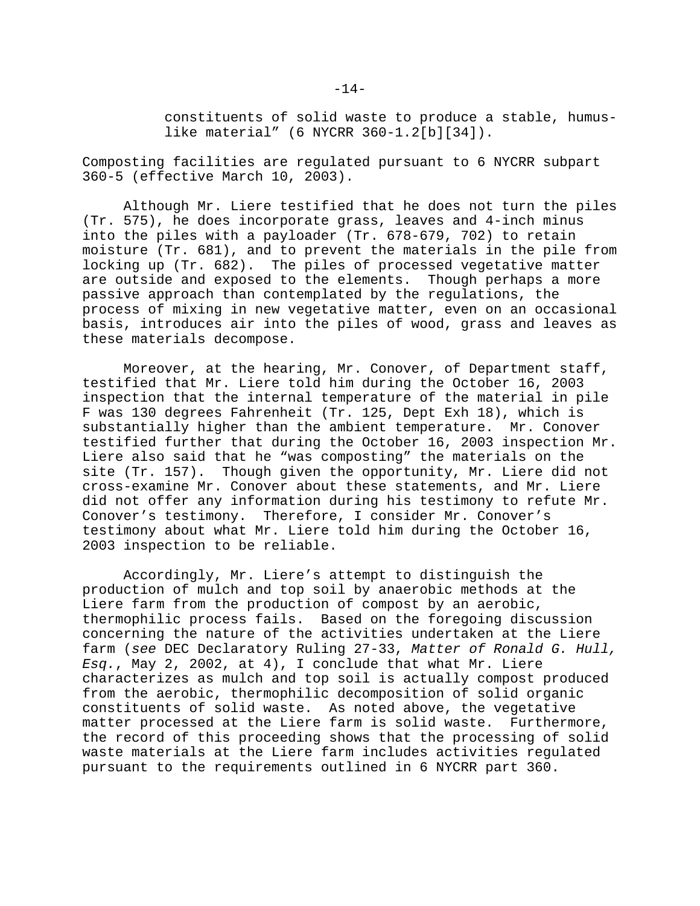constituents of solid waste to produce a stable, humus-like material" (6 NYCRR 360-1.2[b][34]).

Composting facilities are regulated pursuant to 6 NYCRR subpart 360-5 (effective March 10, 2003).

Although Mr. Liere testified that he does not turn the piles (Tr. 575), he does incorporate grass, leaves and 4-inch minus into the piles with a payloader (Tr. 678-679, 702) to retain moisture (Tr. 681), and to prevent the materials in the pile from locking up (Tr. 682). The piles of processed vegetative matter are outside and exposed to the elements. Though perhaps a more passive approach than contemplated by the regulations, the process of mixing in new vegetative matter, even on an occasional basis, introduces air into the piles of wood, grass and leaves as these materials decompose.

Moreover, at the hearing, Mr. Conover, of Department staff, testified that Mr. Liere told him during the October 16, 2003 inspection that the internal temperature of the material in pile F was 130 degrees Fahrenheit (Tr. 125, Dept Exh 18), which is substantially higher than the ambient temperature. Mr. Conover testified further that during the October 16, 2003 inspection Mr. Liere also said that he "was composting" the materials on the site (Tr. 157). Though given the opportunity, Mr. Liere did not cross-examine Mr. Conover about these statements, and Mr. Liere did not offer any information during his testimony to refute Mr. Conover's testimony. Therefore, I consider Mr. Conover's testimony about what Mr. Liere told him during the October 16, 2003 inspection to be reliable.

Accordingly, Mr. Liere's attempt to distinguish the production of mulch and top soil by anaerobic methods at the Liere farm from the production of compost by an aerobic, thermophilic process fails. Based on the foregoing discussion concerning the nature of the activities undertaken at the Liere farm (*see* DEC Declaratory Ruling 27-33, *Matter of Ronald G. Hull, Esq.*, May 2, 2002, at 4), I conclude that what Mr. Liere characterizes as mulch and top soil is actually compost produced from the aerobic, thermophilic decomposition of solid organic constituents of solid waste. As noted above, the vegetative matter processed at the Liere farm is solid waste. Furthermore, the record of this proceeding shows that the processing of solid waste materials at the Liere farm includes activities regulated pursuant to the requirements outlined in 6 NYCRR part 360.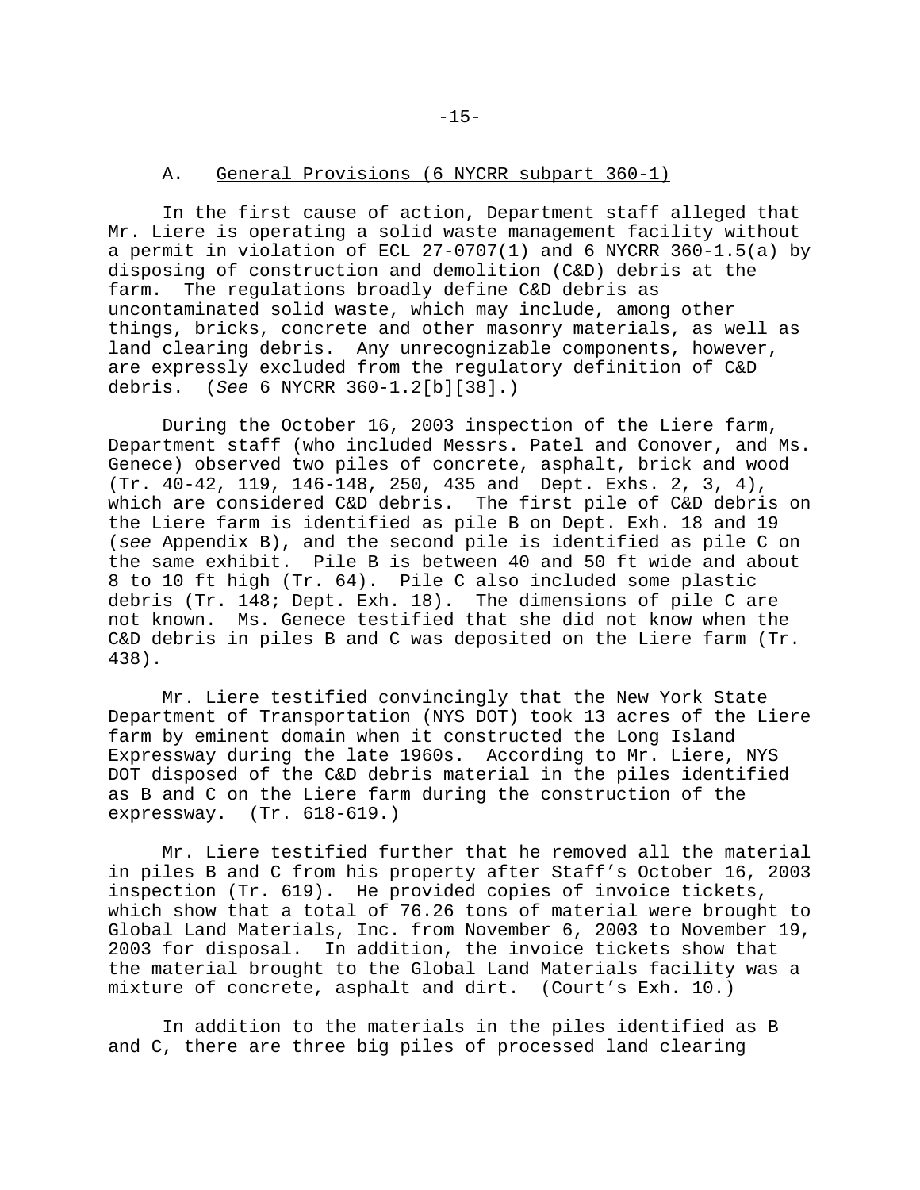### A. General Provisions (6 NYCRR subpart 360-1)

In the first cause of action, Department staff alleged that Mr. Liere is operating a solid waste management facility without a permit in violation of ECL 27-0707(1) and 6 NYCRR 360-1.5(a) by disposing of construction and demolition (C&D) debris at the farm. The regulations broadly define C&D debris as uncontaminated solid waste, which may include, among other things, bricks, concrete and other masonry materials, as well as land clearing debris. Any unrecognizable components, however, are expressly excluded from the regulatory definition of C&D debris. (*See* 6 NYCRR 360-1.2[b][38].)

During the October 16, 2003 inspection of the Liere farm, Department staff (who included Messrs. Patel and Conover, and Ms. Genece) observed two piles of concrete, asphalt, brick and wood (Tr. 40-42, 119, 146-148, 250, 435 and Dept. Exhs. 2, 3, 4), which are considered C&D debris. The first pile of C&D debris on the Liere farm is identified as pile B on Dept. Exh. 18 and 19 (*see* Appendix B), and the second pile is identified as pile C on the same exhibit. Pile B is between 40 and 50 ft wide and about 8 to 10 ft high (Tr. 64). Pile C also included some plastic debris (Tr. 148; Dept. Exh. 18). The dimensions of pile C are not known. Ms. Genece testified that she did not know when the C&D debris in piles B and C was deposited on the Liere farm (Tr. 438).

Mr. Liere testified convincingly that the New York State Department of Transportation (NYS DOT) took 13 acres of the Liere farm by eminent domain when it constructed the Long Island Expressway during the late 1960s. According to Mr. Liere, NYS DOT disposed of the C&D debris material in the piles identified as B and C on the Liere farm during the construction of the expressway. (Tr. 618-619.)

Mr. Liere testified further that he removed all the material in piles B and C from his property after Staff's October 16, 2003 inspection (Tr. 619). He provided copies of invoice tickets, which show that a total of 76.26 tons of material were brought to Global Land Materials, Inc. from November 6, 2003 to November 19, 2003 for disposal. In addition, the invoice tickets show that the material brought to the Global Land Materials facility was a mixture of concrete, asphalt and dirt. (Court's Exh. 10.)

In addition to the materials in the piles identified as B and C, there are three big piles of processed land clearing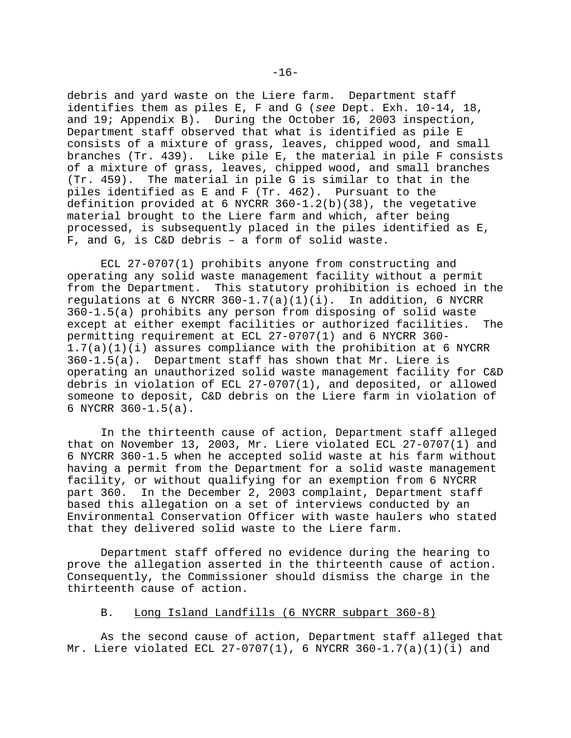debris and yard waste on the Liere farm. Department staff identifies them as piles E, F and G (*see* Dept. Exh. 10-14, 18, and 19; Appendix B). During the October 16, 2003 inspection, Department staff observed that what is identified as pile E consists of a mixture of grass, leaves, chipped wood, and small branches (Tr. 439). Like pile E, the material in pile F consists of a mixture of grass, leaves, chipped wood, and small branches (Tr. 459). The material in pile G is similar to that in the piles identified as E and F (Tr. 462). Pursuant to the definition provided at 6 NYCRR 360-1.2(b)(38), the vegetative material brought to the Liere farm and which, after being processed, is subsequently placed in the piles identified as E, F, and G, is C&D debris – a form of solid waste.

ECL 27-0707(1) prohibits anyone from constructing and operating any solid waste management facility without a permit from the Department. This statutory prohibition is echoed in the regulations at 6 NYCRR 360-1.7(a)(1)(i). In addition, 6 NYCRR 360-1.5(a) prohibits any person from disposing of solid waste except at either exempt facilities or authorized facilities. The permitting requirement at ECL 27-0707(1) and 6 NYCRR 360-1.7(a)(1)(i) assures compliance with the prohibition at 6 NYCRR 360-1.5(a). Department staff has shown that Mr. Liere is operating an unauthorized solid waste management facility for C&D debris in violation of ECL 27-0707(1), and deposited, or allowed someone to deposit, C&D debris on the Liere farm in violation of 6 NYCRR 360-1.5(a).

In the thirteenth cause of action, Department staff alleged that on November 13, 2003, Mr. Liere violated ECL 27-0707(1) and 6 NYCRR 360-1.5 when he accepted solid waste at his farm without having a permit from the Department for a solid waste management facility, or without qualifying for an exemption from 6 NYCRR part 360. In the December 2, 2003 complaint, Department staff based this allegation on a set of interviews conducted by an Environmental Conservation Officer with waste haulers who stated that they delivered solid waste to the Liere farm.

Department staff offered no evidence during the hearing to prove the allegation asserted in the thirteenth cause of action. Consequently, the Commissioner should dismiss the charge in the thirteenth cause of action.

### B. Long Island Landfills (6 NYCRR subpart 360-8)

As the second cause of action, Department staff alleged that Mr. Liere violated ECL 27-0707(1), 6 NYCRR 360-1.7(a)(1)(i) and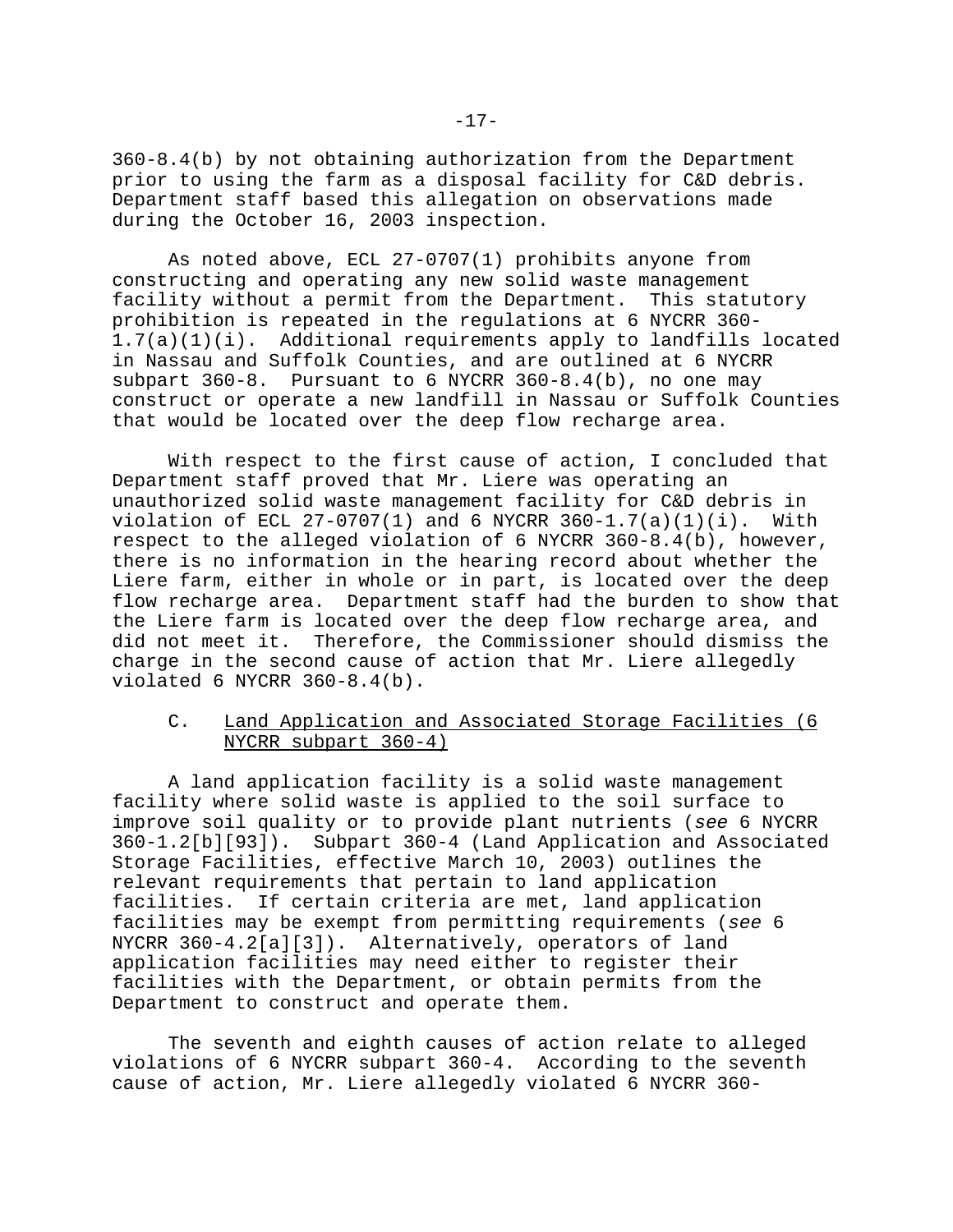360-8.4(b) by not obtaining authorization from the Department prior to using the farm as a disposal facility for C&D debris. Department staff based this allegation on observations made during the October 16, 2003 inspection.

As noted above, ECL 27-0707(1) prohibits anyone from constructing and operating any new solid waste management facility without a permit from the Department. This statutory prohibition is repeated in the regulations at 6 NYCRR 360-1.7(a)(1)(i). Additional requirements apply to landfills located in Nassau and Suffolk Counties, and are outlined at 6 NYCRR subpart 360-8. Pursuant to 6 NYCRR 360-8.4(b), no one may construct or operate a new landfill in Nassau or Suffolk Counties that would be located over the deep flow recharge area.

With respect to the first cause of action, I concluded that Department staff proved that Mr. Liere was operating an unauthorized solid waste management facility for C&D debris in violation of ECL 27-0707(1) and 6 NYCRR 360-1.7(a)(1)(i). With respect to the alleged violation of 6 NYCRR 360-8.4(b), however, there is no information in the hearing record about whether the Liere farm, either in whole or in part, is located over the deep flow recharge area. Department staff had the burden to show that the Liere farm is located over the deep flow recharge area, and did not meet it. Therefore, the Commissioner should dismiss the charge in the second cause of action that Mr. Liere allegedly violated 6 NYCRR 360-8.4(b).

### C. Land Application and Associated Storage Facilities (6 NYCRR subpart 360-4)

A land application facility is a solid waste management facility where solid waste is applied to the soil surface to improve soil quality or to provide plant nutrients (*see* 6 NYCRR 360-1.2[b][93]). Subpart 360-4 (Land Application and Associated Storage Facilities, effective March 10, 2003) outlines the relevant requirements that pertain to land application facilities. If certain criteria are met, land application facilities may be exempt from permitting requirements (*see* 6 NYCRR 360-4.2[a][3]). Alternatively, operators of land application facilities may need either to register their facilities with the Department, or obtain permits from the Department to construct and operate them.

The seventh and eighth causes of action relate to alleged violations of 6 NYCRR subpart 360-4. According to the seventh cause of action, Mr. Liere allegedly violated 6 NYCRR 360-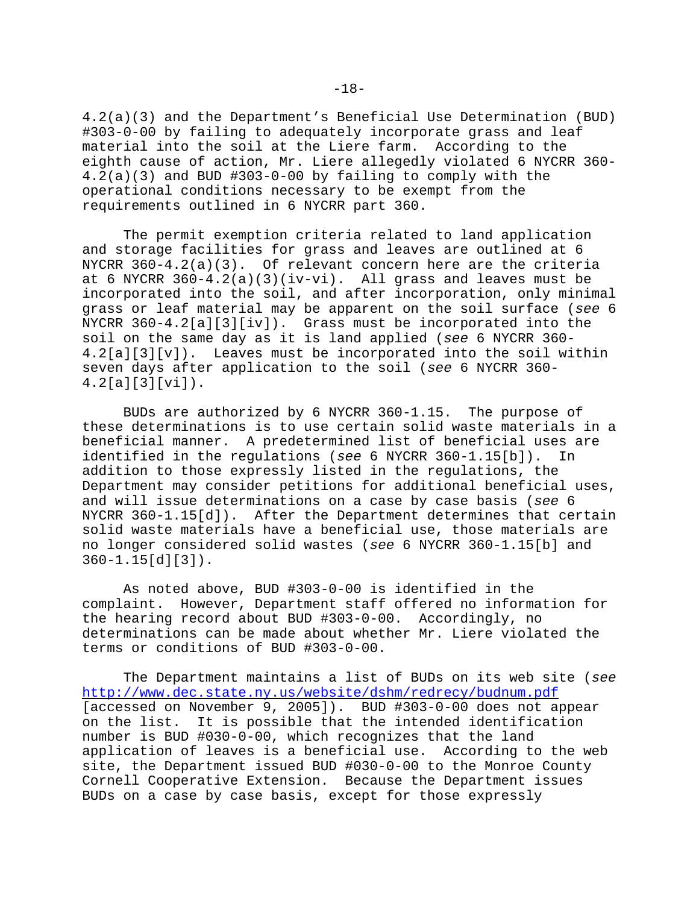4.2(a)(3) and the Department's Beneficial Use Determination (BUD) #303-0-00 by failing to adequately incorporate grass and leaf material into the soil at the Liere farm. According to the eighth cause of action, Mr. Liere allegedly violated 6 NYCRR 360-4.2(a)(3) and BUD #303-0-00 by failing to comply with the operational conditions necessary to be exempt from the requirements outlined in 6 NYCRR part 360.

The permit exemption criteria related to land application and storage facilities for grass and leaves are outlined at 6 NYCRR 360-4.2(a)(3). Of relevant concern here are the criteria at 6 NYCRR 360-4.2(a)(3)(iv-vi). All grass and leaves must be incorporated into the soil, and after incorporation, only minimal grass or leaf material may be apparent on the soil surface (*see* 6 NYCRR 360-4.2[a][3][iv]). Grass must be incorporated into the soil on the same day as it is land applied (*see* 6 NYCRR 360-4.2[a][3][v]). Leaves must be incorporated into the soil within seven days after application to the soil (*see* 6 NYCRR 360-4.2[a][3][vi]).

BUDs are authorized by 6 NYCRR 360-1.15. The purpose of these determinations is to use certain solid waste materials in a beneficial manner. A predetermined list of beneficial uses are identified in the regulations (*see* 6 NYCRR 360-1.15[b]). In addition to those expressly listed in the regulations, the Department may consider petitions for additional beneficial uses, and will issue determinations on a case by case basis (*see* 6 NYCRR 360-1.15[d]). After the Department determines that certain solid waste materials have a beneficial use, those materials are no longer considered solid wastes (*see* 6 NYCRR 360-1.15[b] and 360-1.15[d][3]).

As noted above, BUD #303-0-00 is identified in the complaint. However, Department staff offered no information for the hearing record about BUD #303-0-00. Accordingly, no determinations can be made about whether Mr. Liere violated the terms or conditions of BUD #303-0-00.

The Department maintains a list of BUDs on its web site (*see* http://www.dec.state.ny.us/website/dshm/redrecy/budnum.pdf [accessed on November 9, 2005]). BUD #303-0-00 does not appear on the list. It is possible that the intended identification number is BUD #030-0-00, which recognizes that the land application of leaves is a beneficial use. According to the web site, the Department issued BUD #030-0-00 to the Monroe County Cornell Cooperative Extension. Because the Department issues BUDs on a case by case basis, except for those expressly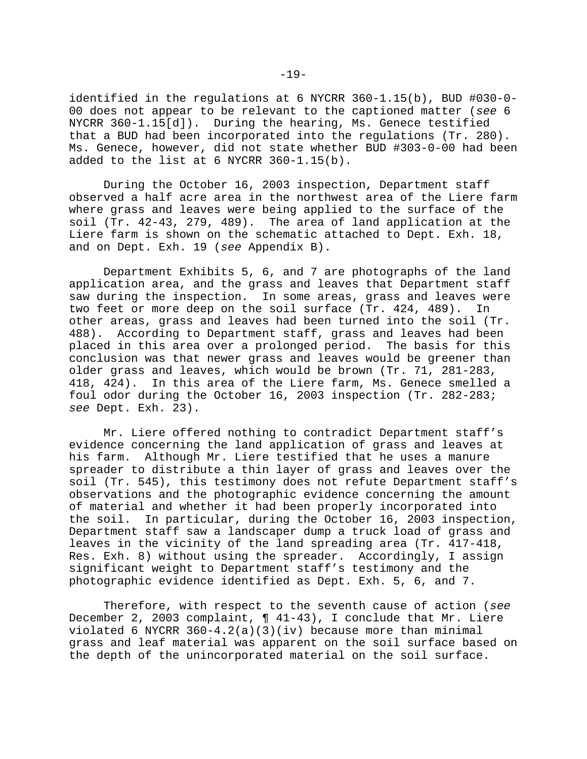identified in the regulations at 6 NYCRR 360-1.15(b), BUD #030-0-00 does not appear to be relevant to the captioned matter (*see* 6 NYCRR 360-1.15[d]). During the hearing, Ms. Genece testified that a BUD had been incorporated into the regulations (Tr. 280). Ms. Genece, however, did not state whether BUD #303-0-00 had been added to the list at 6 NYCRR 360-1.15(b).

During the October 16, 2003 inspection, Department staff observed a half acre area in the northwest area of the Liere farm where grass and leaves were being applied to the surface of the soil (Tr. 42-43, 279, 489). The area of land application at the Liere farm is shown on the schematic attached to Dept. Exh. 18, and on Dept. Exh. 19 (*see* Appendix B).

Department Exhibits 5, 6, and 7 are photographs of the land application area, and the grass and leaves that Department staff saw during the inspection. In some areas, grass and leaves were two feet or more deep on the soil surface (Tr. 424, 489). In other areas, grass and leaves had been turned into the soil (Tr. 488). According to Department staff, grass and leaves had been placed in this area over a prolonged period. The basis for this conclusion was that newer grass and leaves would be greener than older grass and leaves, which would be brown (Tr. 71, 281-283, 418, 424). In this area of the Liere farm, Ms. Genece smelled a foul odor during the October 16, 2003 inspection (Tr. 282-283; *see* Dept. Exh. 23).

Mr. Liere offered nothing to contradict Department staff's evidence concerning the land application of grass and leaves at his farm. Although Mr. Liere testified that he uses a manure spreader to distribute a thin layer of grass and leaves over the soil (Tr. 545), this testimony does not refute Department staff's observations and the photographic evidence concerning the amount of material and whether it had been properly incorporated into the soil. In particular, during the October 16, 2003 inspection, Department staff saw a landscaper dump a truck load of grass and leaves in the vicinity of the land spreading area (Tr. 417-418, Res. Exh. 8) without using the spreader. Accordingly, I assign significant weight to Department staff's testimony and the photographic evidence identified as Dept. Exh. 5, 6, and 7.

Therefore, with respect to the seventh cause of action (*see* December 2, 2003 complaint, ¶ 41-43), I conclude that Mr. Liere violated 6 NYCRR 360-4.2(a)(3)(iv) because more than minimal grass and leaf material was apparent on the soil surface based on the depth of the unincorporated material on the soil surface.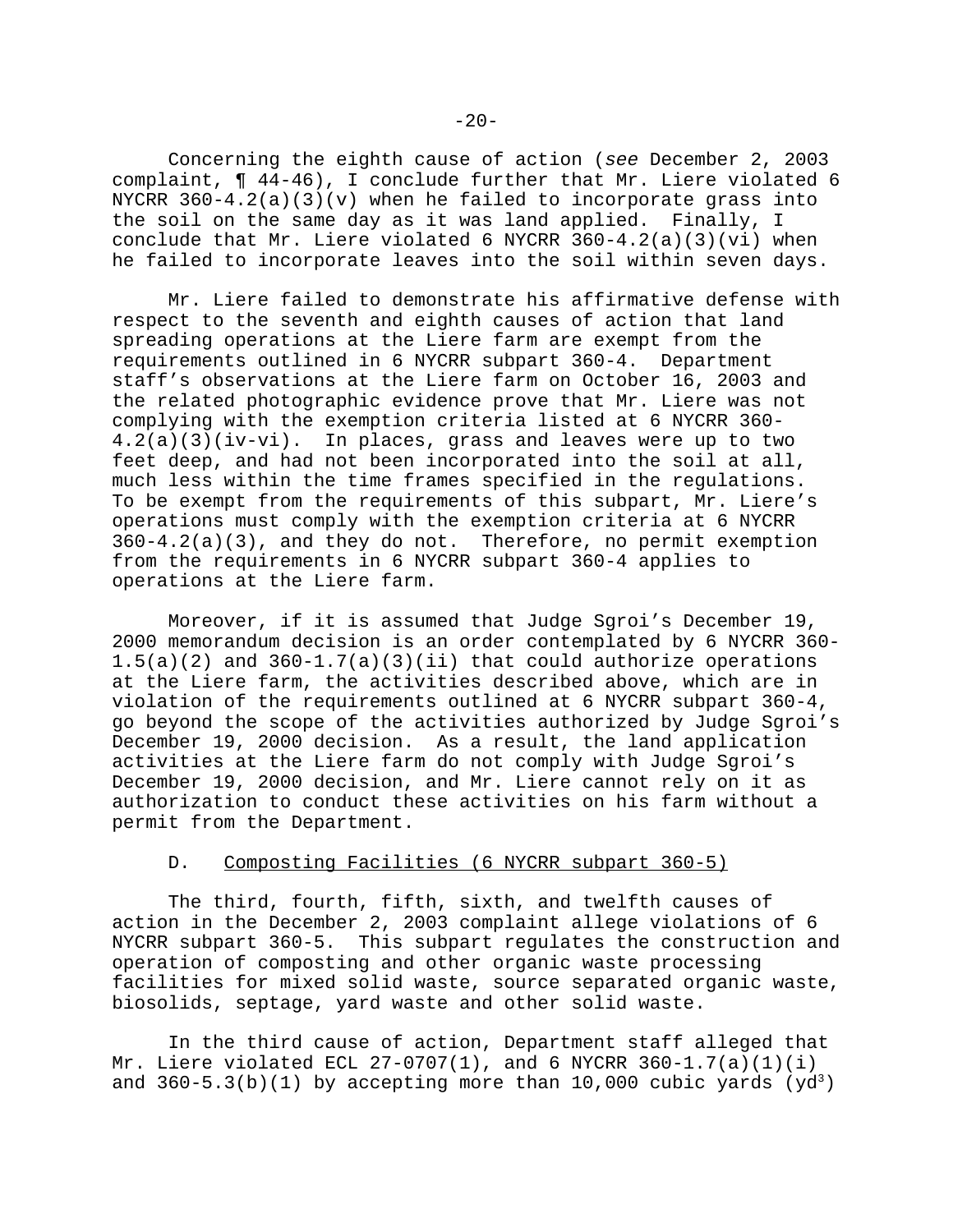Concerning the eighth cause of action (*see* December 2, 2003 complaint, ¶ 44-46), I conclude further that Mr. Liere violated 6 NYCRR 360-4.2(a)(3)(v) when he failed to incorporate grass into the soil on the same day as it was land applied. Finally, I conclude that Mr. Liere violated 6 NYCRR 360-4.2(a)(3)(vi) when he failed to incorporate leaves into the soil within seven days.

Mr. Liere failed to demonstrate his affirmative defense with respect to the seventh and eighth causes of action that land spreading operations at the Liere farm are exempt from the requirements outlined in 6 NYCRR subpart 360-4. Department staff's observations at the Liere farm on October 16, 2003 and the related photographic evidence prove that Mr. Liere was not complying with the exemption criteria listed at 6 NYCRR 360-4.2(a)(3)(iv-vi). In places, grass and leaves were up to two feet deep, and had not been incorporated into the soil at all, much less within the time frames specified in the regulations. To be exempt from the requirements of this subpart, Mr. Liere's operations must comply with the exemption criteria at 6 NYCRR 360-4.2(a)(3), and they do not. Therefore, no permit exemption from the requirements in 6 NYCRR subpart 360-4 applies to operations at the Liere farm.

Moreover, if it is assumed that Judge Sgroi's December 19, 2000 memorandum decision is an order contemplated by 6 NYCRR 360-1.5(a)(2) and 360-1.7(a)(3)(ii) that could authorize operations at the Liere farm, the activities described above, which are in violation of the requirements outlined at 6 NYCRR subpart 360-4, go beyond the scope of the activities authorized by Judge Sgroi's December 19, 2000 decision. As a result, the land application activities at the Liere farm do not comply with Judge Sgroi's December 19, 2000 decision, and Mr. Liere cannot rely on it as authorization to conduct these activities on his farm without a permit from the Department.

### D. Composting Facilities (6 NYCRR subpart 360-5)

The third, fourth, fifth, sixth, and twelfth causes of action in the December 2, 2003 complaint allege violations of 6 NYCRR subpart 360-5. This subpart regulates the construction and operation of composting and other organic waste processing facilities for mixed solid waste, source separated organic waste, biosolids, septage, yard waste and other solid waste.

In the third cause of action, Department staff alleged that Mr. Liere violated ECL 27-0707(1), and 6 NYCRR 360-1.7(a)(1)(i) and 360-5.3(b)(1) by accepting more than 10,000 cubic yards ($yd^3$)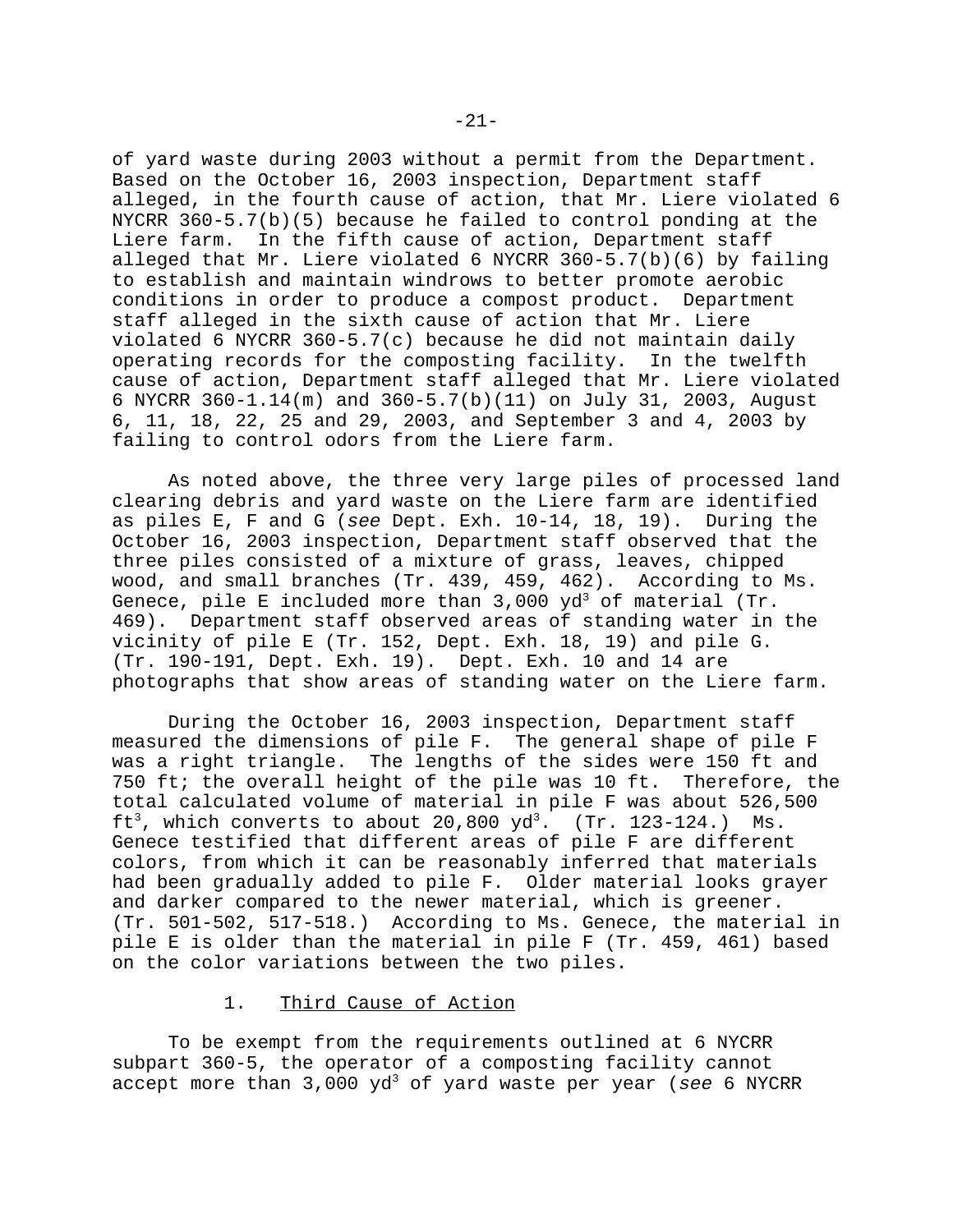of yard waste during 2003 without a permit from the Department. Based on the October 16, 2003 inspection, Department staff alleged, in the fourth cause of action, that Mr. Liere violated 6 NYCRR 360-5.7(b)(5) because he failed to control ponding at the Liere farm. In the fifth cause of action, Department staff alleged that Mr. Liere violated 6 NYCRR 360-5.7(b)(6) by failing to establish and maintain windrows to better promote aerobic conditions in order to produce a compost product. Department staff alleged in the sixth cause of action that Mr. Liere violated 6 NYCRR 360-5.7(c) because he did not maintain daily operating records for the composting facility. In the twelfth cause of action, Department staff alleged that Mr. Liere violated 6 NYCRR 360-1.14(m) and 360-5.7(b)(11) on July 31, 2003, August 6, 11, 18, 22, 25 and 29, 2003, and September 3 and 4, 2003 by failing to control odors from the Liere farm.

As noted above, the three very large piles of processed land clearing debris and yard waste on the Liere farm are identified as piles E, F and G (*see* Dept. Exh. 10-14, 18, 19). During the October 16, 2003 inspection, Department staff observed that the three piles consisted of a mixture of grass, leaves, chipped wood, and small branches (Tr. 439, 459, 462). According to Ms. Genece, pile E included more than 3,000 $yd^3$ of material (Tr. 469). Department staff observed areas of standing water in the vicinity of pile E (Tr. 152, Dept. Exh. 18, 19) and pile G. (Tr. 190-191, Dept. Exh. 19). Dept. Exh. 10 and 14 are photographs that show areas of standing water on the Liere farm.

During the October 16, 2003 inspection, Department staff measured the dimensions of pile F. The general shape of pile F was a right triangle. The lengths of the sides were 150 ft and 750 ft; the overall height of the pile was 10 ft. Therefore, the total calculated volume of material in pile F was about 526,500 $ft^3$, which converts to about 20,800 $yd^3$. (Tr. 123-124.) Ms. Genece testified that different areas of pile F are different colors, from which it can be reasonably inferred that materials had been gradually added to pile F. Older material looks grayer and darker compared to the newer material, which is greener. (Tr. 501-502, 517-518.) According to Ms. Genece, the material in pile E is older than the material in pile F (Tr. 459, 461) based on the color variations between the two piles.

1. Third Cause of Action

To be exempt from the requirements outlined at 6 NYCRR subpart 360-5, the operator of a composting facility cannot accept more than 3,000 $yd^3$ of yard waste per year (*see* 6 NYCRR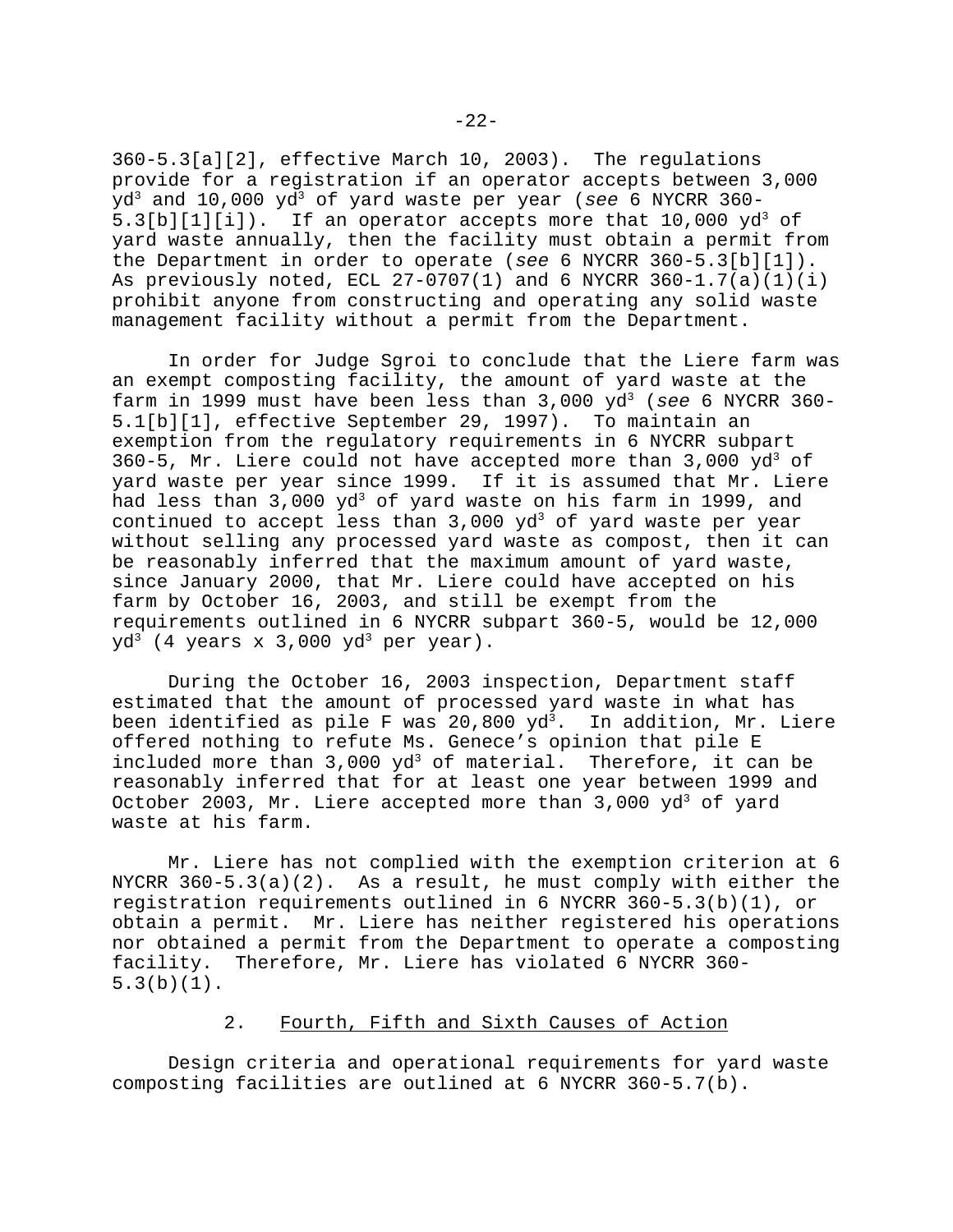360-5.3[a][2], effective March 10, 2003). The regulations provide for a registration if an operator accepts between 3,000 $yd^3$ and 10,000 $yd^3$ of yard waste per year (*see* 6 NYCRR 360-5.3[b][1][i]). If an operator accepts more that 10,000 $yd^3$ of yard waste annually, then the facility must obtain a permit from the Department in order to operate (*see* 6 NYCRR 360-5.3[b][1]). As previously noted, ECL 27-0707(1) and 6 NYCRR 360-1.7(a)(1)(i) prohibit anyone from constructing and operating any solid waste management facility without a permit from the Department.

In order for Judge Sgroi to conclude that the Liere farm was an exempt composting facility, the amount of yard waste at the farm in 1999 must have been less than 3,000 $yd^3$ (*see* 6 NYCRR 360-5.1[b][1], effective September 29, 1997). To maintain an exemption from the regulatory requirements in 6 NYCRR subpart 360-5, Mr. Liere could not have accepted more than 3,000 $yd^3$ of yard waste per year since 1999. If it is assumed that Mr. Liere had less than 3,000 $yd^3$ of yard waste on his farm in 1999, and continued to accept less than 3,000 $yd^3$ of yard waste per year without selling any processed yard waste as compost, then it can be reasonably inferred that the maximum amount of yard waste, since January 2000, that Mr. Liere could have accepted on his farm by October 16, 2003, and still be exempt from the requirements outlined in 6 NYCRR subpart 360-5, would be 12,000 $yd^3$ (4 years x 3,000 $yd^3$ per year).

During the October 16, 2003 inspection, Department staff estimated that the amount of processed yard waste in what has been identified as pile F was 20,800 $yd^3$. In addition, Mr. Liere offered nothing to refute Ms. Genece's opinion that pile E included more than 3,000 $yd^3$ of material. Therefore, it can be reasonably inferred that for at least one year between 1999 and October 2003, Mr. Liere accepted more than 3,000 $yd^3$ of yard waste at his farm.

Mr. Liere has not complied with the exemption criterion at 6 NYCRR 360-5.3(a)(2). As a result, he must comply with either the registration requirements outlined in 6 NYCRR 360-5.3(b)(1), or obtain a permit. Mr. Liere has neither registered his operations nor obtained a permit from the Department to operate a composting facility. Therefore, Mr. Liere has violated 6 NYCRR 360-5.3(b)(1).

2. <u>Fourth, Fifth and Sixth Causes of Action</u>

Design criteria and operational requirements for yard waste composting facilities are outlined at 6 NYCRR 360-5.7(b).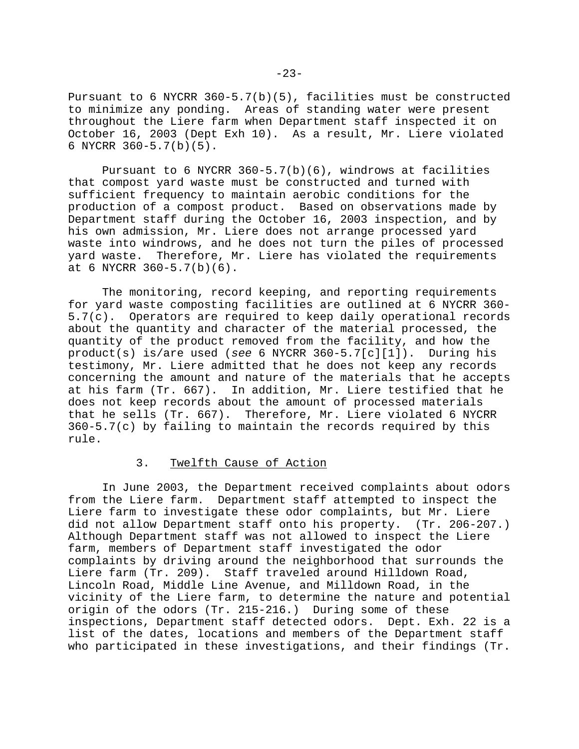Pursuant to 6 NYCRR 360-5.7(b)(5), facilities must be constructed to minimize any ponding. Areas of standing water were present throughout the Liere farm when Department staff inspected it on October 16, 2003 (Dept Exh 10). As a result, Mr. Liere violated 6 NYCRR 360-5.7(b)(5).

Pursuant to 6 NYCRR 360-5.7(b)(6), windrows at facilities that compost yard waste must be constructed and turned with sufficient frequency to maintain aerobic conditions for the production of a compost product. Based on observations made by Department staff during the October 16, 2003 inspection, and by his own admission, Mr. Liere does not arrange processed yard waste into windrows, and he does not turn the piles of processed yard waste. Therefore, Mr. Liere has violated the requirements at 6 NYCRR 360-5.7(b)(6).

The monitoring, record keeping, and reporting requirements for yard waste composting facilities are outlined at 6 NYCRR 360-5.7(c). Operators are required to keep daily operational records about the quantity and character of the material processed, the quantity of the product removed from the facility, and how the product(s) is/are used (*see* 6 NYCRR 360-5.7[c][1]). During his testimony, Mr. Liere admitted that he does not keep any records concerning the amount and nature of the materials that he accepts at his farm (Tr. 667). In addition, Mr. Liere testified that he does not keep records about the amount of processed materials that he sells (Tr. 667). Therefore, Mr. Liere violated 6 NYCRR 360-5.7(c) by failing to maintain the records required by this rule.

### 3. <u>Twelfth Cause of Action</u>

In June 2003, the Department received complaints about odors from the Liere farm. Department staff attempted to inspect the Liere farm to investigate these odor complaints, but Mr. Liere did not allow Department staff onto his property. (Tr. 206-207.) Although Department staff was not allowed to inspect the Liere farm, members of Department staff investigated the odor complaints by driving around the neighborhood that surrounds the Liere farm (Tr. 209). Staff traveled around Hilldown Road, Lincoln Road, Middle Line Avenue, and Milldown Road, in the vicinity of the Liere farm, to determine the nature and potential origin of the odors (Tr. 215-216.) During some of these inspections, Department staff detected odors. Dept. Exh. 22 is a list of the dates, locations and members of the Department staff who participated in these investigations, and their findings (Tr.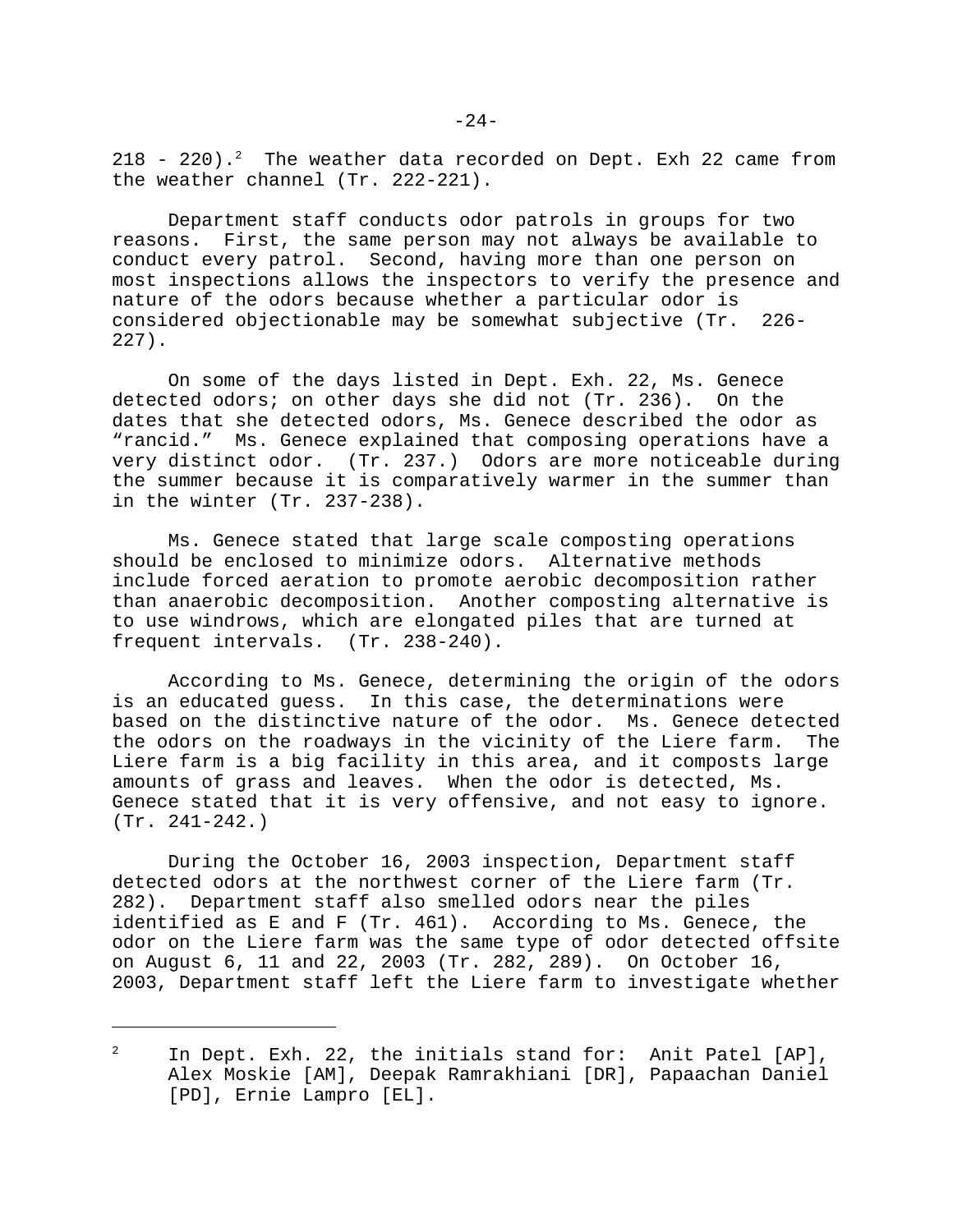218 - 220).[2] The weather data recorded on Dept. Exh 22 came from the weather channel (Tr. 222-221).

Department staff conducts odor patrols in groups for two reasons. First, the same person may not always be available to conduct every patrol. Second, having more than one person on most inspections allows the inspectors to verify the presence and nature of the odors because whether a particular odor is considered objectionable may be somewhat subjective (Tr. 226-227).

On some of the days listed in Dept. Exh. 22, Ms. Genece detected odors; on other days she did not (Tr. 236). On the dates that she detected odors, Ms. Genece described the odor as "rancid." Ms. Genece explained that composing operations have a very distinct odor. (Tr. 237.) Odors are more noticeable during the summer because it is comparatively warmer in the summer than in the winter (Tr. 237-238).

Ms. Genece stated that large scale composting operations should be enclosed to minimize odors. Alternative methods include forced aeration to promote aerobic decomposition rather than anaerobic decomposition. Another composting alternative is to use windrows, which are elongated piles that are turned at frequent intervals. (Tr. 238-240).

According to Ms. Genece, determining the origin of the odors is an educated guess. In this case, the determinations were based on the distinctive nature of the odor. Ms. Genece detected the odors on the roadways in the vicinity of the Liere farm. The Liere farm is a big facility in this area, and it composts large amounts of grass and leaves. When the odor is detected, Ms. Genece stated that it is very offensive, and not easy to ignore. (Tr. 241-242.)

During the October 16, 2003 inspection, Department staff detected odors at the northwest corner of the Liere farm (Tr. 282). Department staff also smelled odors near the piles identified as E and F (Tr. 461). According to Ms. Genece, the odor on the Liere farm was the same type of odor detected offsite on August 6, 11 and 22, 2003 (Tr. 282, 289). On October 16, 2003, Department staff left the Liere farm to investigate whether

---

[2] In Dept. Exh. 22, the initials stand for: Anit Patel [AP], Alex Moskie [AM], Deepak Ramrakhiani [DR], Papaachan Daniel [PD], Ernie Lampro [EL].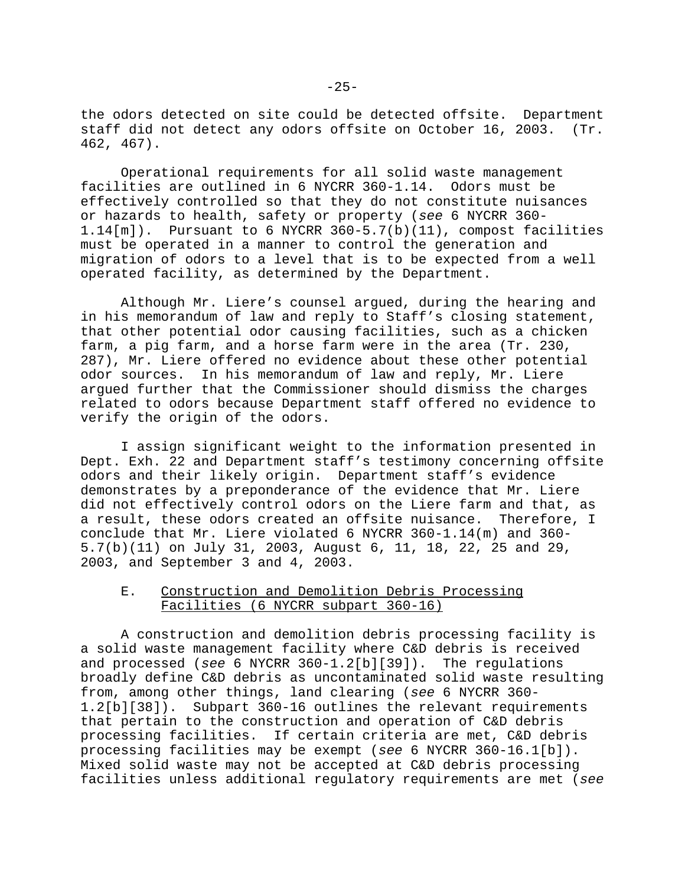the odors detected on site could be detected offsite. Department staff did not detect any odors offsite on October 16, 2003. (Tr. 462, 467).

Operational requirements for all solid waste management facilities are outlined in 6 NYCRR 360-1.14. Odors must be effectively controlled so that they do not constitute nuisances or hazards to health, safety or property (*see* 6 NYCRR 360-1.14[m]). Pursuant to 6 NYCRR 360-5.7(b)(11), compost facilities must be operated in a manner to control the generation and migration of odors to a level that is to be expected from a well operated facility, as determined by the Department.

Although Mr. Liere's counsel argued, during the hearing and in his memorandum of law and reply to Staff's closing statement, that other potential odor causing facilities, such as a chicken farm, a pig farm, and a horse farm were in the area (Tr. 230, 287), Mr. Liere offered no evidence about these other potential odor sources. In his memorandum of law and reply, Mr. Liere argued further that the Commissioner should dismiss the charges related to odors because Department staff offered no evidence to verify the origin of the odors.

I assign significant weight to the information presented in Dept. Exh. 22 and Department staff's testimony concerning offsite odors and their likely origin. Department staff's evidence demonstrates by a preponderance of the evidence that Mr. Liere did not effectively control odors on the Liere farm and that, as a result, these odors created an offsite nuisance. Therefore, I conclude that Mr. Liere violated 6 NYCRR 360-1.14(m) and 360-5.7(b)(11) on July 31, 2003, August 6, 11, 18, 22, 25 and 29, 2003, and September 3 and 4, 2003.

### E. Construction and Demolition Debris Processing Facilities (6 NYCRR subpart 360-16)

A construction and demolition debris processing facility is a solid waste management facility where C&D debris is received and processed (*see* 6 NYCRR 360-1.2[b][39]). The regulations broadly define C&D debris as uncontaminated solid waste resulting from, among other things, land clearing (*see* 6 NYCRR 360-1.2[b][38]). Subpart 360-16 outlines the relevant requirements that pertain to the construction and operation of C&D debris processing facilities. If certain criteria are met, C&D debris processing facilities may be exempt (*see* 6 NYCRR 360-16.1[b]). Mixed solid waste may not be accepted at C&D debris processing facilities unless additional regulatory requirements are met (*see*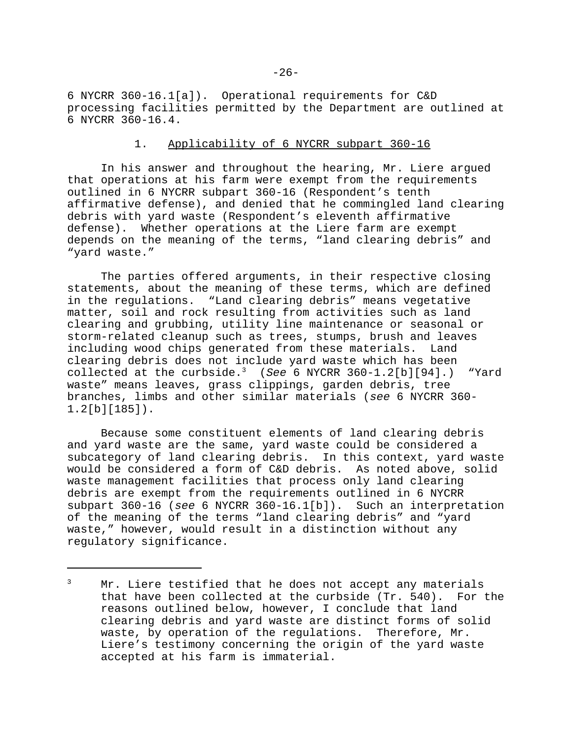6 NYCRR 360-16.1[a]). Operational requirements for C&D processing facilities permitted by the Department are outlined at 6 NYCRR 360-16.4.

1. <u>Applicability of 6 NYCRR subpart 360-16</u>

In his answer and throughout the hearing, Mr. Liere argued that operations at his farm were exempt from the requirements outlined in 6 NYCRR subpart 360-16 (Respondent's tenth affirmative defense), and denied that he commingled land clearing debris with yard waste (Respondent's eleventh affirmative defense). Whether operations at the Liere farm are exempt depends on the meaning of the terms, "land clearing debris" and "yard waste."

The parties offered arguments, in their respective closing statements, about the meaning of these terms, which are defined in the regulations. "Land clearing debris" means vegetative matter, soil and rock resulting from activities such as land clearing and grubbing, utility line maintenance or seasonal or storm-related cleanup such as trees, stumps, brush and leaves including wood chips generated from these materials. Land clearing debris does not include yard waste which has been collected at the curbside.[3] (*See* 6 NYCRR 360-1.2[b][94].) "Yard waste" means leaves, grass clippings, garden debris, tree branches, limbs and other similar materials (*see* 6 NYCRR 360-1.2[b][185]).

Because some constituent elements of land clearing debris and yard waste are the same, yard waste could be considered a subcategory of land clearing debris. In this context, yard waste would be considered a form of C&D debris. As noted above, solid waste management facilities that process only land clearing debris are exempt from the requirements outlined in 6 NYCRR subpart 360-16 (*see* 6 NYCRR 360-16.1[b]). Such an interpretation of the meaning of the terms "land clearing debris" and "yard waste," however, would result in a distinction without any regulatory significance.

---

[3] Mr. Liere testified that he does not accept any materials that have been collected at the curbside (Tr. 540). For the reasons outlined below, however, I conclude that land clearing debris and yard waste are distinct forms of solid waste, by operation of the regulations. Therefore, Mr. Liere's testimony concerning the origin of the yard waste accepted at his farm is immaterial.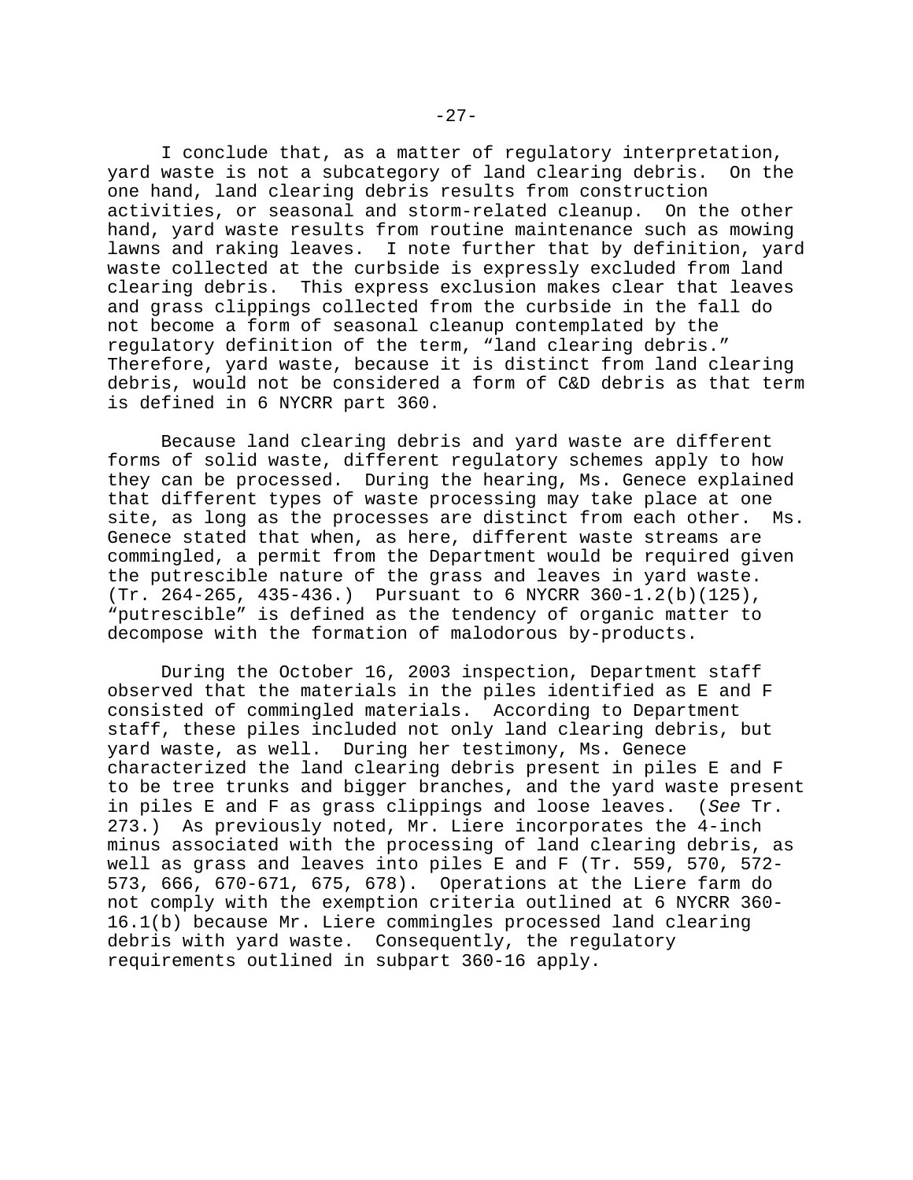I conclude that, as a matter of regulatory interpretation, yard waste is not a subcategory of land clearing debris. On the one hand, land clearing debris results from construction activities, or seasonal and storm-related cleanup. On the other hand, yard waste results from routine maintenance such as mowing lawns and raking leaves. I note further that by definition, yard waste collected at the curbside is expressly excluded from land clearing debris. This express exclusion makes clear that leaves and grass clippings collected from the curbside in the fall do not become a form of seasonal cleanup contemplated by the regulatory definition of the term, "land clearing debris." Therefore, yard waste, because it is distinct from land clearing debris, would not be considered a form of C&D debris as that term is defined in 6 NYCRR part 360.

Because land clearing debris and yard waste are different forms of solid waste, different regulatory schemes apply to how they can be processed. During the hearing, Ms. Genece explained that different types of waste processing may take place at one site, as long as the processes are distinct from each other. Ms. Genece stated that when, as here, different waste streams are commingled, a permit from the Department would be required given the putrescible nature of the grass and leaves in yard waste. (Tr. 264-265, 435-436.) Pursuant to 6 NYCRR 360-1.2(b)(125), "putrescible" is defined as the tendency of organic matter to decompose with the formation of malodorous by-products.

During the October 16, 2003 inspection, Department staff observed that the materials in the piles identified as E and F consisted of commingled materials. According to Department staff, these piles included not only land clearing debris, but yard waste, as well. During her testimony, Ms. Genece characterized the land clearing debris present in piles E and F to be tree trunks and bigger branches, and the yard waste present in piles E and F as grass clippings and loose leaves. (*See* Tr. 273.) As previously noted, Mr. Liere incorporates the 4-inch minus associated with the processing of land clearing debris, as well as grass and leaves into piles E and F (Tr. 559, 570, 572-573, 666, 670-671, 675, 678). Operations at the Liere farm do not comply with the exemption criteria outlined at 6 NYCRR 360-16.1(b) because Mr. Liere commingles processed land clearing debris with yard waste. Consequently, the regulatory requirements outlined in subpart 360-16 apply.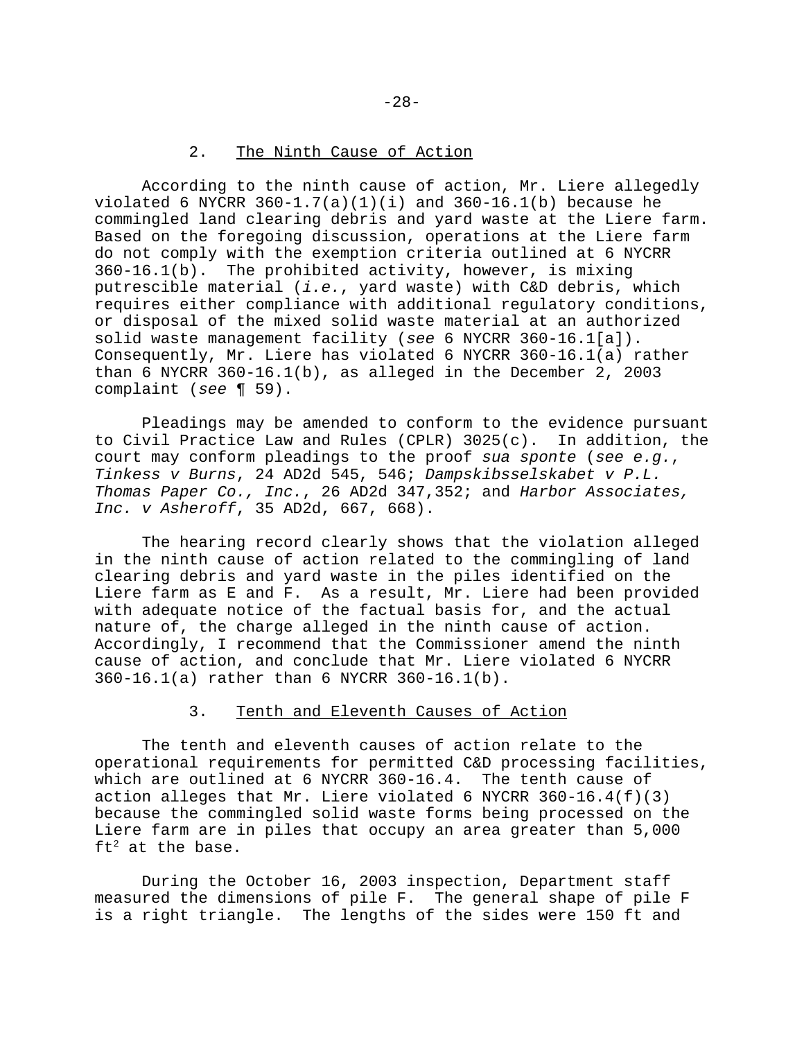### 2. The Ninth Cause of Action

According to the ninth cause of action, Mr. Liere allegedly violated 6 NYCRR 360-1.7(a)(1)(i) and 360-16.1(b) because he commingled land clearing debris and yard waste at the Liere farm. Based on the foregoing discussion, operations at the Liere farm do not comply with the exemption criteria outlined at 6 NYCRR 360-16.1(b). The prohibited activity, however, is mixing putrescible material (*i.e.*, yard waste) with C&D debris, which requires either compliance with additional regulatory conditions, or disposal of the mixed solid waste material at an authorized solid waste management facility (*see* 6 NYCRR 360-16.1[a]). Consequently, Mr. Liere has violated 6 NYCRR 360-16.1(a) rather than 6 NYCRR 360-16.1(b), as alleged in the December 2, 2003 complaint (*see* ¶ 59).

Pleadings may be amended to conform to the evidence pursuant to Civil Practice Law and Rules (CPLR) 3025(c). In addition, the court may conform pleadings to the proof *sua sponte* (*see e.g.*, *Tinkess v Burns*, 24 AD2d 545, 546; *Dampskibsselskabet v P.L. Thomas Paper Co., Inc.*, 26 AD2d 347,352; and *Harbor Associates, Inc. v Asheroff*, 35 AD2d, 667, 668).

The hearing record clearly shows that the violation alleged in the ninth cause of action related to the commingling of land clearing debris and yard waste in the piles identified on the Liere farm as E and F. As a result, Mr. Liere had been provided with adequate notice of the factual basis for, and the actual nature of, the charge alleged in the ninth cause of action. Accordingly, I recommend that the Commissioner amend the ninth cause of action, and conclude that Mr. Liere violated 6 NYCRR 360-16.1(a) rather than 6 NYCRR 360-16.1(b).

### 3. Tenth and Eleventh Causes of Action

The tenth and eleventh causes of action relate to the operational requirements for permitted C&D processing facilities, which are outlined at 6 NYCRR 360-16.4. The tenth cause of action alleges that Mr. Liere violated 6 NYCRR 360-16.4(f)(3) because the commingled solid waste forms being processed on the Liere farm are in piles that occupy an area greater than 5,000 $ft^2$ at the base.

During the October 16, 2003 inspection, Department staff measured the dimensions of pile F. The general shape of pile F is a right triangle. The lengths of the sides were 150 ft and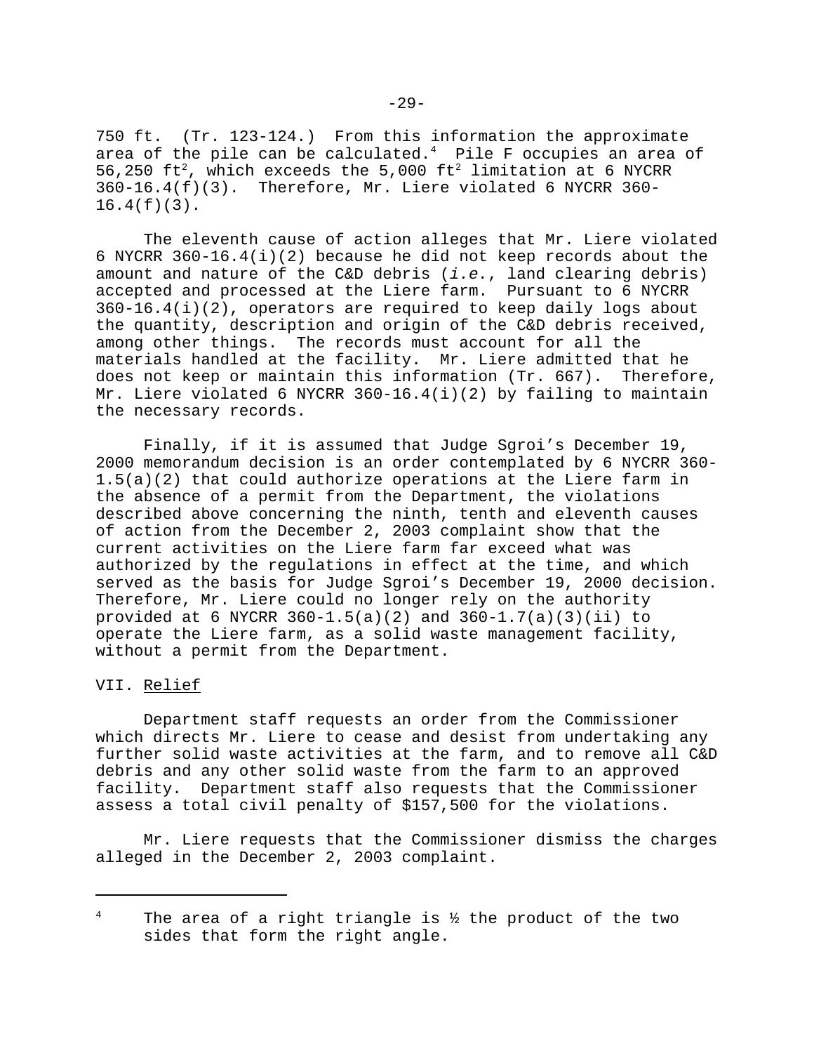750 ft. (Tr. 123-124.) From this information the approximate area of the pile can be calculated.[4] Pile F occupies an area of 56,250 ft$^2$, which exceeds the 5,000 ft$^2$ limitation at 6 NYCRR 360-16.4(f)(3). Therefore, Mr. Liere violated 6 NYCRR 360-16.4(f)(3).

The eleventh cause of action alleges that Mr. Liere violated 6 NYCRR 360-16.4(i)(2) because he did not keep records about the amount and nature of the C&D debris (*i.e.*, land clearing debris) accepted and processed at the Liere farm. Pursuant to 6 NYCRR 360-16.4(i)(2), operators are required to keep daily logs about the quantity, description and origin of the C&D debris received, among other things. The records must account for all the materials handled at the facility. Mr. Liere admitted that he does not keep or maintain this information (Tr. 667). Therefore, Mr. Liere violated 6 NYCRR 360-16.4(i)(2) by failing to maintain the necessary records.

Finally, if it is assumed that Judge Sgroi's December 19, 2000 memorandum decision is an order contemplated by 6 NYCRR 360-1.5(a)(2) that could authorize operations at the Liere farm in the absence of a permit from the Department, the violations described above concerning the ninth, tenth and eleventh causes of action from the December 2, 2003 complaint show that the current activities on the Liere farm far exceed what was authorized by the regulations in effect at the time, and which served as the basis for Judge Sgroi's December 19, 2000 decision. Therefore, Mr. Liere could no longer rely on the authority provided at 6 NYCRR 360-1.5(a)(2) and 360-1.7(a)(3)(ii) to operate the Liere farm, as a solid waste management facility, without a permit from the Department.

## VII. Relief

Department staff requests an order from the Commissioner which directs Mr. Liere to cease and desist from undertaking any further solid waste activities at the farm, and to remove all C&D debris and any other solid waste from the farm to an approved facility. Department staff also requests that the Commissioner assess a total civil penalty of $157,500 for the violations.

Mr. Liere requests that the Commissioner dismiss the charges alleged in the December 2, 2003 complaint.

---

[4] The area of a right triangle is ½ the product of the two sides that form the right angle.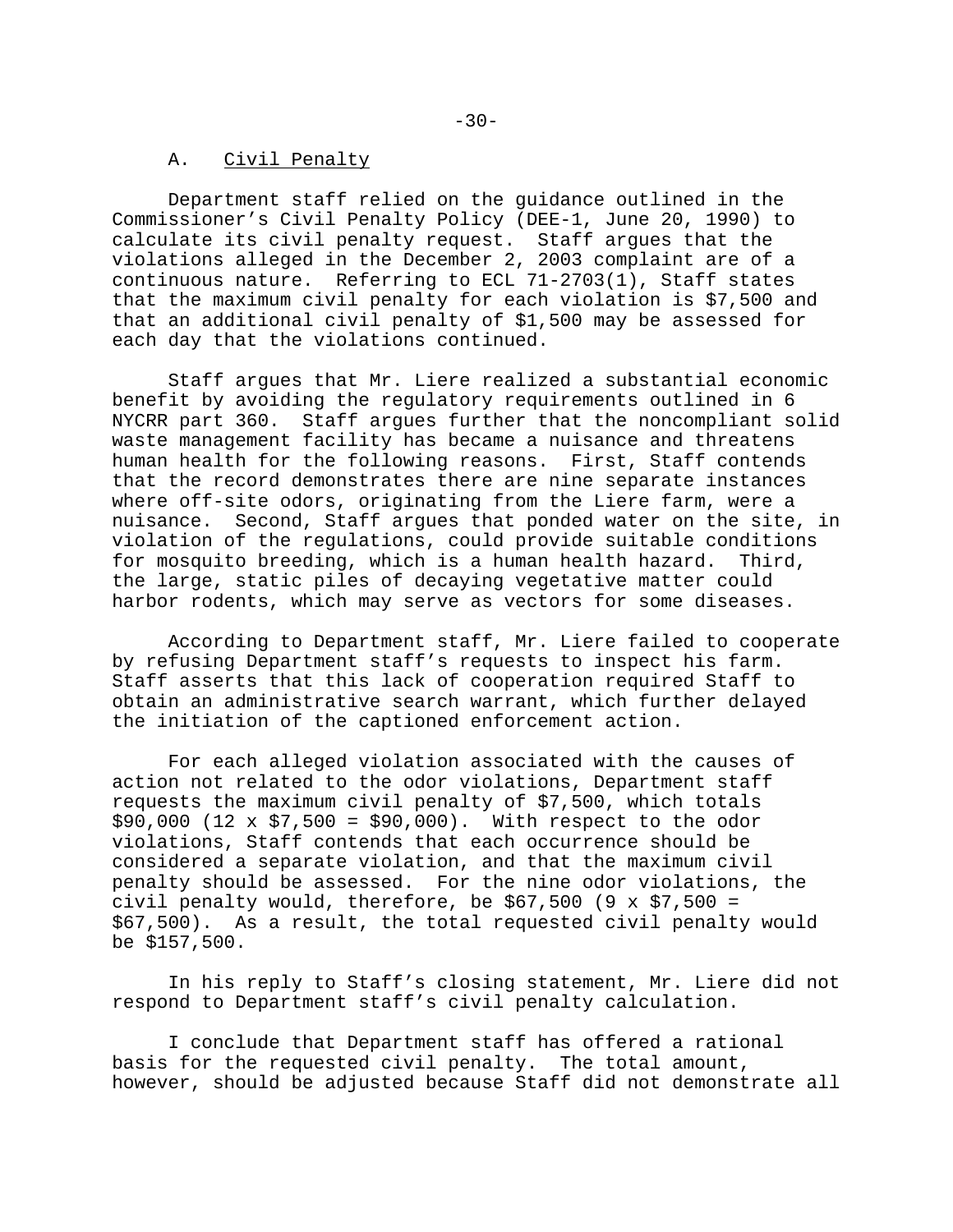### A. Civil Penalty

Department staff relied on the guidance outlined in the Commissioner's Civil Penalty Policy (DEE-1, June 20, 1990) to calculate its civil penalty request. Staff argues that the violations alleged in the December 2, 2003 complaint are of a continuous nature. Referring to ECL 71-2703(1), Staff states that the maximum civil penalty for each violation is $7,500 and that an additional civil penalty of $1,500 may be assessed for each day that the violations continued.

Staff argues that Mr. Liere realized a substantial economic benefit by avoiding the regulatory requirements outlined in 6 NYCRR part 360. Staff argues further that the noncompliant solid waste management facility has became a nuisance and threatens human health for the following reasons. First, Staff contends that the record demonstrates there are nine separate instances where off-site odors, originating from the Liere farm, were a nuisance. Second, Staff argues that ponded water on the site, in violation of the regulations, could provide suitable conditions for mosquito breeding, which is a human health hazard. Third, the large, static piles of decaying vegetative matter could harbor rodents, which may serve as vectors for some diseases.

According to Department staff, Mr. Liere failed to cooperate by refusing Department staff's requests to inspect his farm. Staff asserts that this lack of cooperation required Staff to obtain an administrative search warrant, which further delayed the initiation of the captioned enforcement action.

For each alleged violation associated with the causes of action not related to the odor violations, Department staff requests the maximum civil penalty of $7,500, which totals $90,000 (12 x $7,500 = $90,000). With respect to the odor violations, Staff contends that each occurrence should be considered a separate violation, and that the maximum civil penalty should be assessed. For the nine odor violations, the civil penalty would, therefore, be $67,500 (9 x $7,500 = $67,500). As a result, the total requested civil penalty would be $157,500.

In his reply to Staff's closing statement, Mr. Liere did not respond to Department staff's civil penalty calculation.

I conclude that Department staff has offered a rational basis for the requested civil penalty. The total amount, however, should be adjusted because Staff did not demonstrate all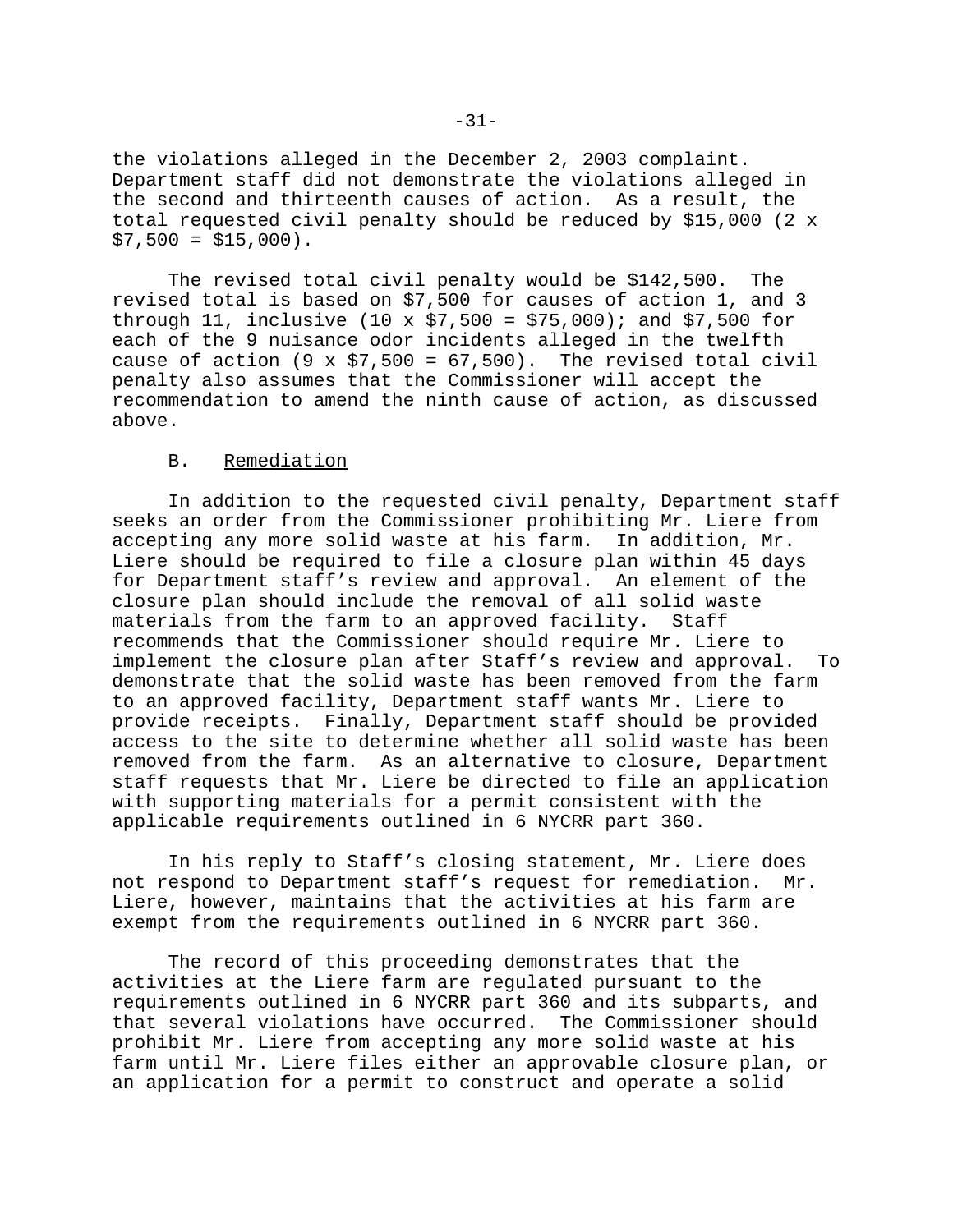the violations alleged in the December 2, 2003 complaint. Department staff did not demonstrate the violations alleged in the second and thirteenth causes of action. As a result, the total requested civil penalty should be reduced by $15,000 (2 x $7,500 = $15,000).

The revised total civil penalty would be $142,500. The revised total is based on $7,500 for causes of action 1, and 3 through 11, inclusive (10 x $7,500 = $75,000); and $7,500 for each of the 9 nuisance odor incidents alleged in the twelfth cause of action (9 x $7,500 = 67,500). The revised total civil penalty also assumes that the Commissioner will accept the recommendation to amend the ninth cause of action, as discussed above.

### B. Remediation

In addition to the requested civil penalty, Department staff seeks an order from the Commissioner prohibiting Mr. Liere from accepting any more solid waste at his farm. In addition, Mr. Liere should be required to file a closure plan within 45 days for Department staff's review and approval. An element of the closure plan should include the removal of all solid waste materials from the farm to an approved facility. Staff recommends that the Commissioner should require Mr. Liere to implement the closure plan after Staff's review and approval. To demonstrate that the solid waste has been removed from the farm to an approved facility, Department staff wants Mr. Liere to provide receipts. Finally, Department staff should be provided access to the site to determine whether all solid waste has been removed from the farm. As an alternative to closure, Department staff requests that Mr. Liere be directed to file an application with supporting materials for a permit consistent with the applicable requirements outlined in 6 NYCRR part 360.

In his reply to Staff's closing statement, Mr. Liere does not respond to Department staff's request for remediation. Mr. Liere, however, maintains that the activities at his farm are exempt from the requirements outlined in 6 NYCRR part 360.

The record of this proceeding demonstrates that the activities at the Liere farm are regulated pursuant to the requirements outlined in 6 NYCRR part 360 and its subparts, and that several violations have occurred. The Commissioner should prohibit Mr. Liere from accepting any more solid waste at his farm until Mr. Liere files either an approvable closure plan, or an application for a permit to construct and operate a solid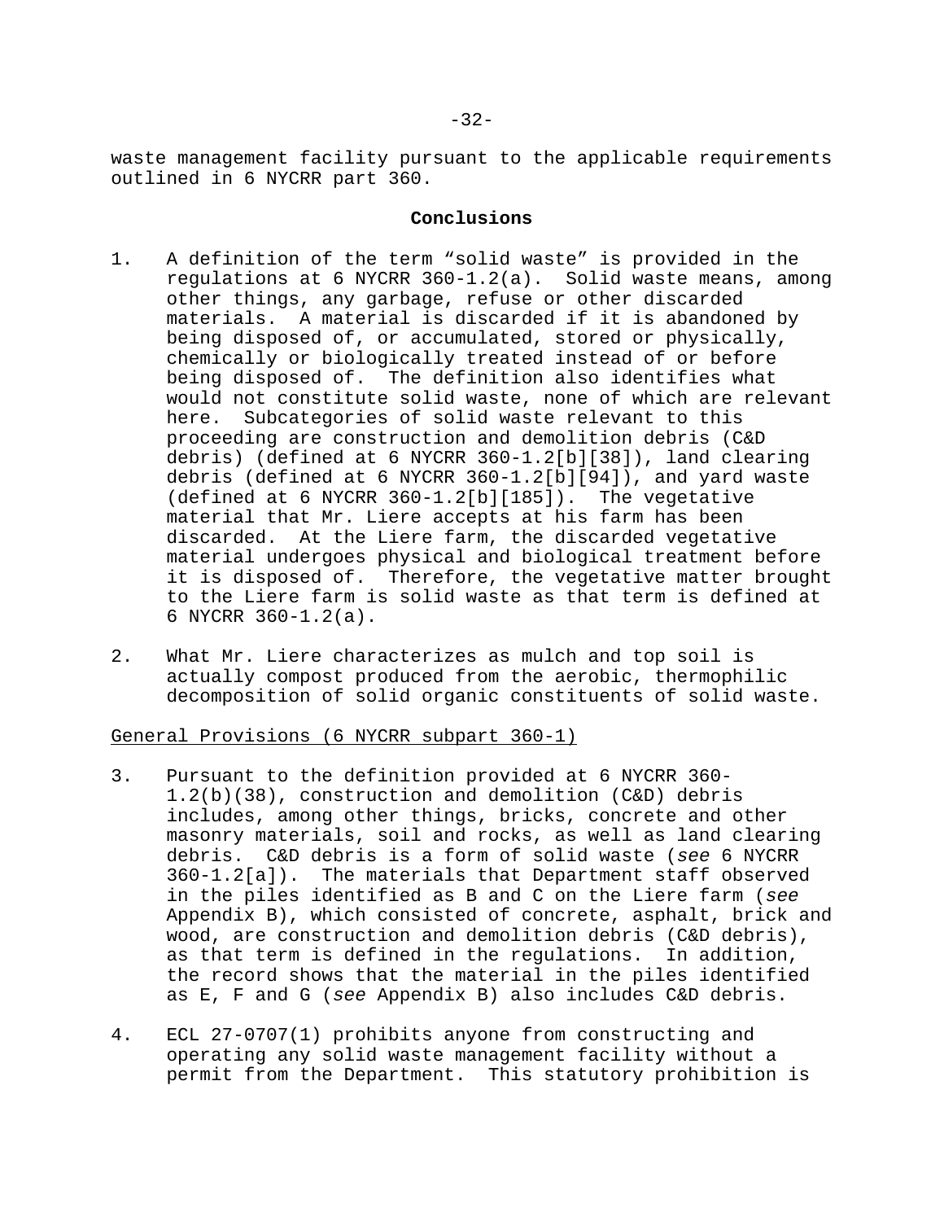waste management facility pursuant to the applicable requirements outlined in 6 NYCRR part 360.

## Conclusions

1. A definition of the term "solid waste" is provided in the regulations at 6 NYCRR 360-1.2(a). Solid waste means, among other things, any garbage, refuse or other discarded materials. A material is discarded if it is abandoned by being disposed of, or accumulated, stored or physically, chemically or biologically treated instead of or before being disposed of. The definition also identifies what would not constitute solid waste, none of which are relevant here. Subcategories of solid waste relevant to this proceeding are construction and demolition debris (C&D debris) (defined at 6 NYCRR 360-1.2[b][38]), land clearing debris (defined at 6 NYCRR 360-1.2[b][94]), and yard waste (defined at 6 NYCRR 360-1.2[b][185]). The vegetative material that Mr. Liere accepts at his farm has been discarded. At the Liere farm, the discarded vegetative material undergoes physical and biological treatment before it is disposed of. Therefore, the vegetative matter brought to the Liere farm is solid waste as that term is defined at 6 NYCRR 360-1.2(a).

2. What Mr. Liere characterizes as mulch and top soil is actually compost produced from the aerobic, thermophilic decomposition of solid organic constituents of solid waste.

<u>General Provisions (6 NYCRR subpart 360-1)</u>

3. Pursuant to the definition provided at 6 NYCRR 360-1.2(b)(38), construction and demolition (C&D) debris includes, among other things, bricks, concrete and other masonry materials, soil and rocks, as well as land clearing debris. C&D debris is a form of solid waste (*see* 6 NYCRR 360-1.2[a]). The materials that Department staff observed in the piles identified as B and C on the Liere farm (*see* Appendix B), which consisted of concrete, asphalt, brick and wood, are construction and demolition debris (C&D debris), as that term is defined in the regulations. In addition, the record shows that the material in the piles identified as E, F and G (*see* Appendix B) also includes C&D debris.

4. ECL 27-0707(1) prohibits anyone from constructing and operating any solid waste management facility without a permit from the Department. This statutory prohibition is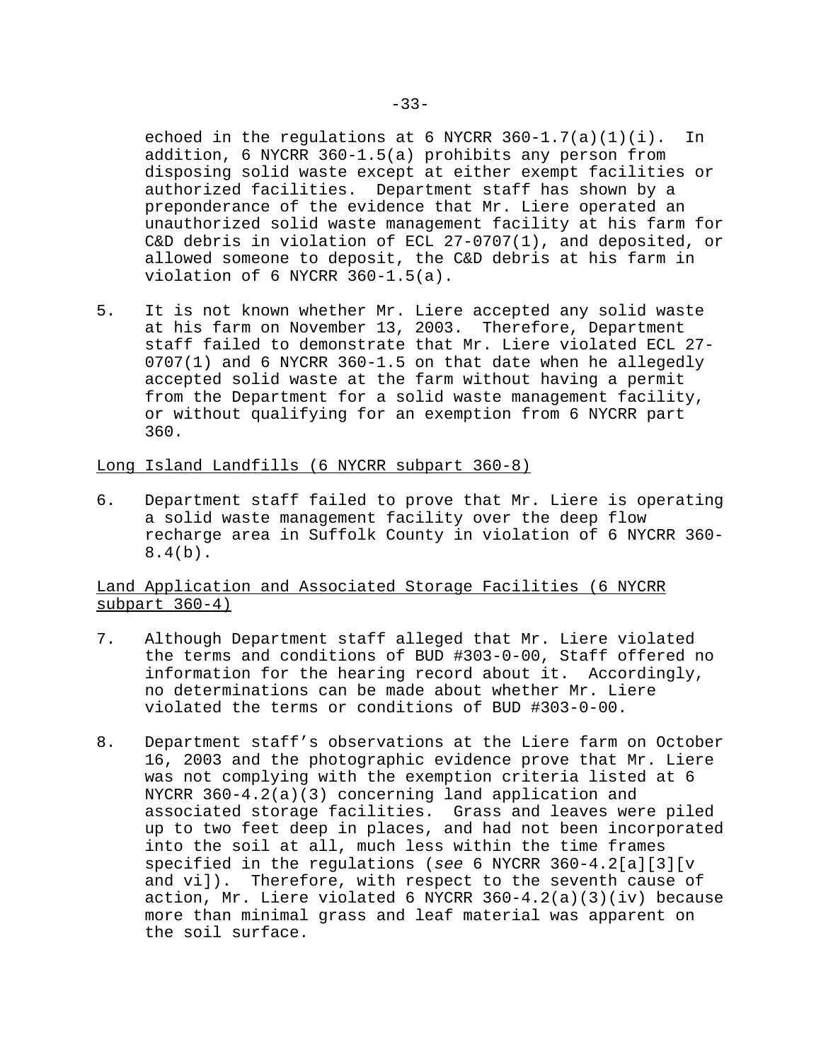echoed in the regulations at 6 NYCRR 360-1.7(a)(1)(i). In addition, 6 NYCRR 360-1.5(a) prohibits any person from disposing solid waste except at either exempt facilities or authorized facilities. Department staff has shown by a preponderance of the evidence that Mr. Liere operated an unauthorized solid waste management facility at his farm for C&D debris in violation of ECL 27-0707(1), and deposited, or allowed someone to deposit, the C&D debris at his farm in violation of 6 NYCRR 360-1.5(a).

5. It is not known whether Mr. Liere accepted any solid waste at his farm on November 13, 2003. Therefore, Department staff failed to demonstrate that Mr. Liere violated ECL 27-0707(1) and 6 NYCRR 360-1.5 on that date when he allegedly accepted solid waste at the farm without having a permit from the Department for a solid waste management facility, or without qualifying for an exemption from 6 NYCRR part 360.

<u>Long Island Landfills (6 NYCRR subpart 360-8)</u>

6. Department staff failed to prove that Mr. Liere is operating a solid waste management facility over the deep flow recharge area in Suffolk County in violation of 6 NYCRR 360-8.4(b).

<u>Land Application and Associated Storage Facilities (6 NYCRR subpart 360-4)</u>

7. Although Department staff alleged that Mr. Liere violated the terms and conditions of BUD #303-0-00, Staff offered no information for the hearing record about it. Accordingly, no determinations can be made about whether Mr. Liere violated the terms or conditions of BUD #303-0-00.

8. Department staff's observations at the Liere farm on October 16, 2003 and the photographic evidence prove that Mr. Liere was not complying with the exemption criteria listed at 6 NYCRR 360-4.2(a)(3) concerning land application and associated storage facilities. Grass and leaves were piled up to two feet deep in places, and had not been incorporated into the soil at all, much less within the time frames specified in the regulations (*see* 6 NYCRR 360-4.2[a][3][v and vi]). Therefore, with respect to the seventh cause of action, Mr. Liere violated 6 NYCRR 360-4.2(a)(3)(iv) because more than minimal grass and leaf material was apparent on the soil surface.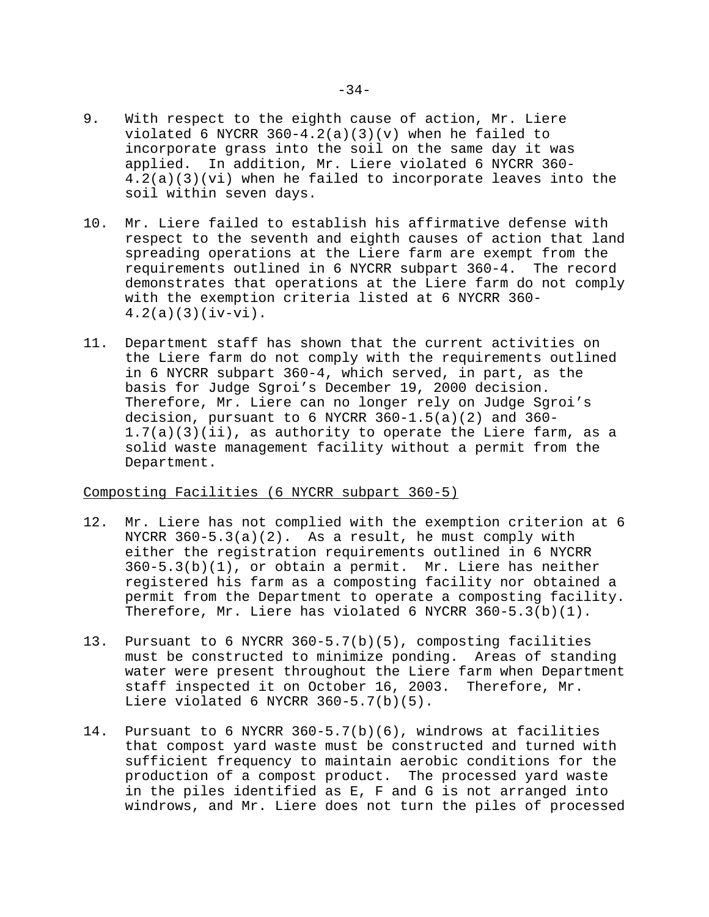9. With respect to the eighth cause of action, Mr. Liere violated 6 NYCRR 360-4.2(a)(3)(v) when he failed to incorporate grass into the soil on the same day it was applied. In addition, Mr. Liere violated 6 NYCRR 360-4.2(a)(3)(vi) when he failed to incorporate leaves into the soil within seven days.

10. Mr. Liere failed to establish his affirmative defense with respect to the seventh and eighth causes of action that land spreading operations at the Liere farm are exempt from the requirements outlined in 6 NYCRR subpart 360-4. The record demonstrates that operations at the Liere farm do not comply with the exemption criteria listed at 6 NYCRR 360-4.2(a)(3)(iv-vi).

11. Department staff has shown that the current activities on the Liere farm do not comply with the requirements outlined in 6 NYCRR subpart 360-4, which served, in part, as the basis for Judge Sgroi's December 19, 2000 decision. Therefore, Mr. Liere can no longer rely on Judge Sgroi's decision, pursuant to 6 NYCRR 360-1.5(a)(2) and 360-1.7(a)(3)(ii), as authority to operate the Liere farm, as a solid waste management facility without a permit from the Department.

Composting Facilities (6 NYCRR subpart 360-5)

12. Mr. Liere has not complied with the exemption criterion at 6 NYCRR 360-5.3(a)(2). As a result, he must comply with either the registration requirements outlined in 6 NYCRR 360-5.3(b)(1), or obtain a permit. Mr. Liere has neither registered his farm as a composting facility nor obtained a permit from the Department to operate a composting facility. Therefore, Mr. Liere has violated 6 NYCRR 360-5.3(b)(1).

13. Pursuant to 6 NYCRR 360-5.7(b)(5), composting facilities must be constructed to minimize ponding. Areas of standing water were present throughout the Liere farm when Department staff inspected it on October 16, 2003. Therefore, Mr. Liere violated 6 NYCRR 360-5.7(b)(5).

14. Pursuant to 6 NYCRR 360-5.7(b)(6), windrows at facilities that compost yard waste must be constructed and turned with sufficient frequency to maintain aerobic conditions for the production of a compost product. The processed yard waste in the piles identified as E, F and G is not arranged into windrows, and Mr. Liere does not turn the piles of processed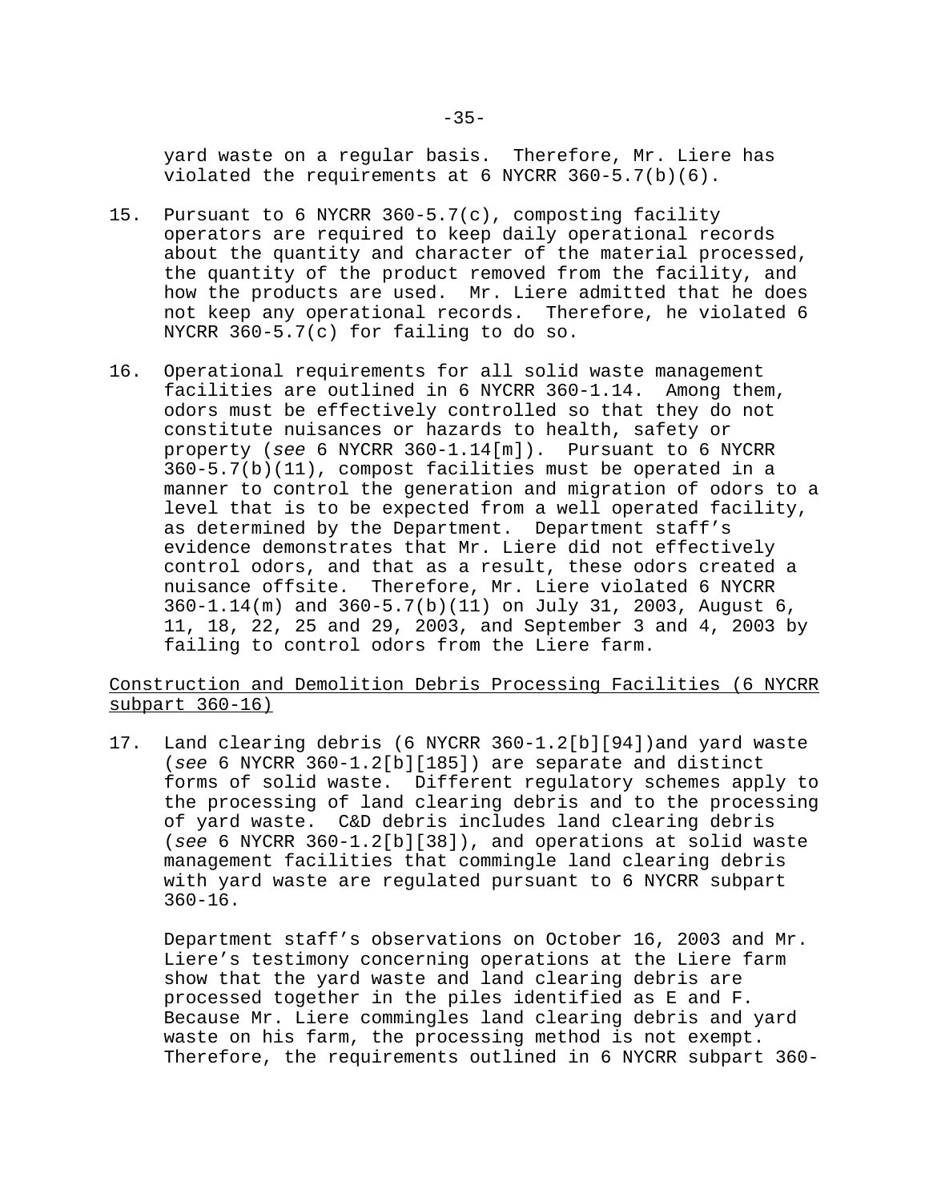yard waste on a regular basis. Therefore, Mr. Liere has violated the requirements at 6 NYCRR 360-5.7(b)(6).

15. Pursuant to 6 NYCRR 360-5.7(c), composting facility operators are required to keep daily operational records about the quantity and character of the material processed, the quantity of the product removed from the facility, and how the products are used. Mr. Liere admitted that he does not keep any operational records. Therefore, he violated 6 NYCRR 360-5.7(c) for failing to do so.

16. Operational requirements for all solid waste management facilities are outlined in 6 NYCRR 360-1.14. Among them, odors must be effectively controlled so that they do not constitute nuisances or hazards to health, safety or property (*see* 6 NYCRR 360-1.14[m]). Pursuant to 6 NYCRR 360-5.7(b)(11), compost facilities must be operated in a manner to control the generation and migration of odors to a level that is to be expected from a well operated facility, as determined by the Department. Department staff's evidence demonstrates that Mr. Liere did not effectively control odors, and that as a result, these odors created a nuisance offsite. Therefore, Mr. Liere violated 6 NYCRR 360-1.14(m) and 360-5.7(b)(11) on July 31, 2003, August 6, 11, 18, 22, 25 and 29, 2003, and September 3 and 4, 2003 by failing to control odors from the Liere farm.

<u>Construction and Demolition Debris Processing Facilities (6 NYCRR subpart 360-16)</u>

17. Land clearing debris (6 NYCRR 360-1.2[b][94])and yard waste (*see* 6 NYCRR 360-1.2[b][185]) are separate and distinct forms of solid waste. Different regulatory schemes apply to the processing of land clearing debris and to the processing of yard waste. C&D debris includes land clearing debris (*see* 6 NYCRR 360-1.2[b][38]), and operations at solid waste management facilities that commingle land clearing debris with yard waste are regulated pursuant to 6 NYCRR subpart 360-16.

    Department staff's observations on October 16, 2003 and Mr. Liere's testimony concerning operations at the Liere farm show that the yard waste and land clearing debris are processed together in the piles identified as E and F. Because Mr. Liere commingles land clearing debris and yard waste on his farm, the processing method is not exempt. Therefore, the requirements outlined in 6 NYCRR subpart 360-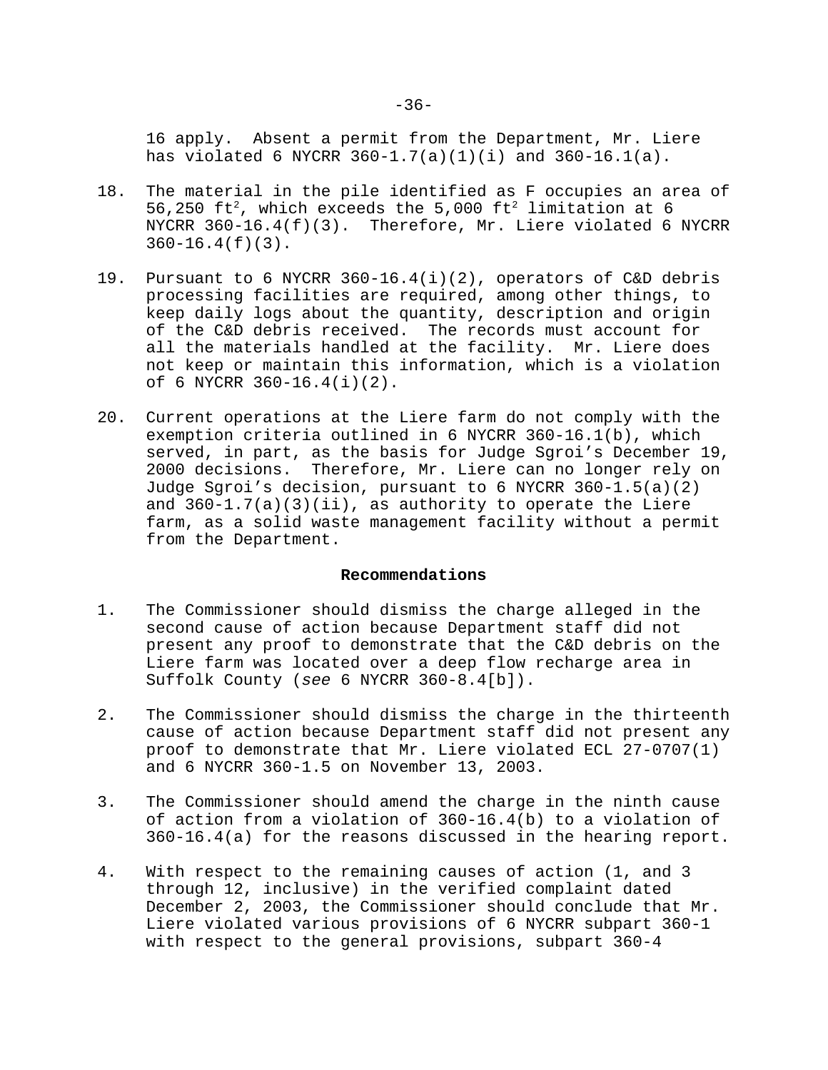16 apply. Absent a permit from the Department, Mr. Liere has violated 6 NYCRR 360-1.7(a)(1)(i) and 360-16.1(a).

18. The material in the pile identified as F occupies an area of 56,250 $ft^2$, which exceeds the 5,000 $ft^2$ limitation at 6 NYCRR 360-16.4(f)(3). Therefore, Mr. Liere violated 6 NYCRR 360-16.4(f)(3).

19. Pursuant to 6 NYCRR 360-16.4(i)(2), operators of C&D debris processing facilities are required, among other things, to keep daily logs about the quantity, description and origin of the C&D debris received. The records must account for all the materials handled at the facility. Mr. Liere does not keep or maintain this information, which is a violation of 6 NYCRR 360-16.4(i)(2).

20. Current operations at the Liere farm do not comply with the exemption criteria outlined in 6 NYCRR 360-16.1(b), which served, in part, as the basis for Judge Sgroi's December 19, 2000 decisions. Therefore, Mr. Liere can no longer rely on Judge Sgroi's decision, pursuant to 6 NYCRR 360-1.5(a)(2) and 360-1.7(a)(3)(ii), as authority to operate the Liere farm, as a solid waste management facility without a permit from the Department.

**Recommendations**

1. The Commissioner should dismiss the charge alleged in the second cause of action because Department staff did not present any proof to demonstrate that the C&D debris on the Liere farm was located over a deep flow recharge area in Suffolk County (*see* 6 NYCRR 360-8.4[b]).

2. The Commissioner should dismiss the charge in the thirteenth cause of action because Department staff did not present any proof to demonstrate that Mr. Liere violated ECL 27-0707(1) and 6 NYCRR 360-1.5 on November 13, 2003.

3. The Commissioner should amend the charge in the ninth cause of action from a violation of 360-16.4(b) to a violation of 360-16.4(a) for the reasons discussed in the hearing report.

4. With respect to the remaining causes of action (1, and 3 through 12, inclusive) in the verified complaint dated December 2, 2003, the Commissioner should conclude that Mr. Liere violated various provisions of 6 NYCRR subpart 360-1 with respect to the general provisions, subpart 360-4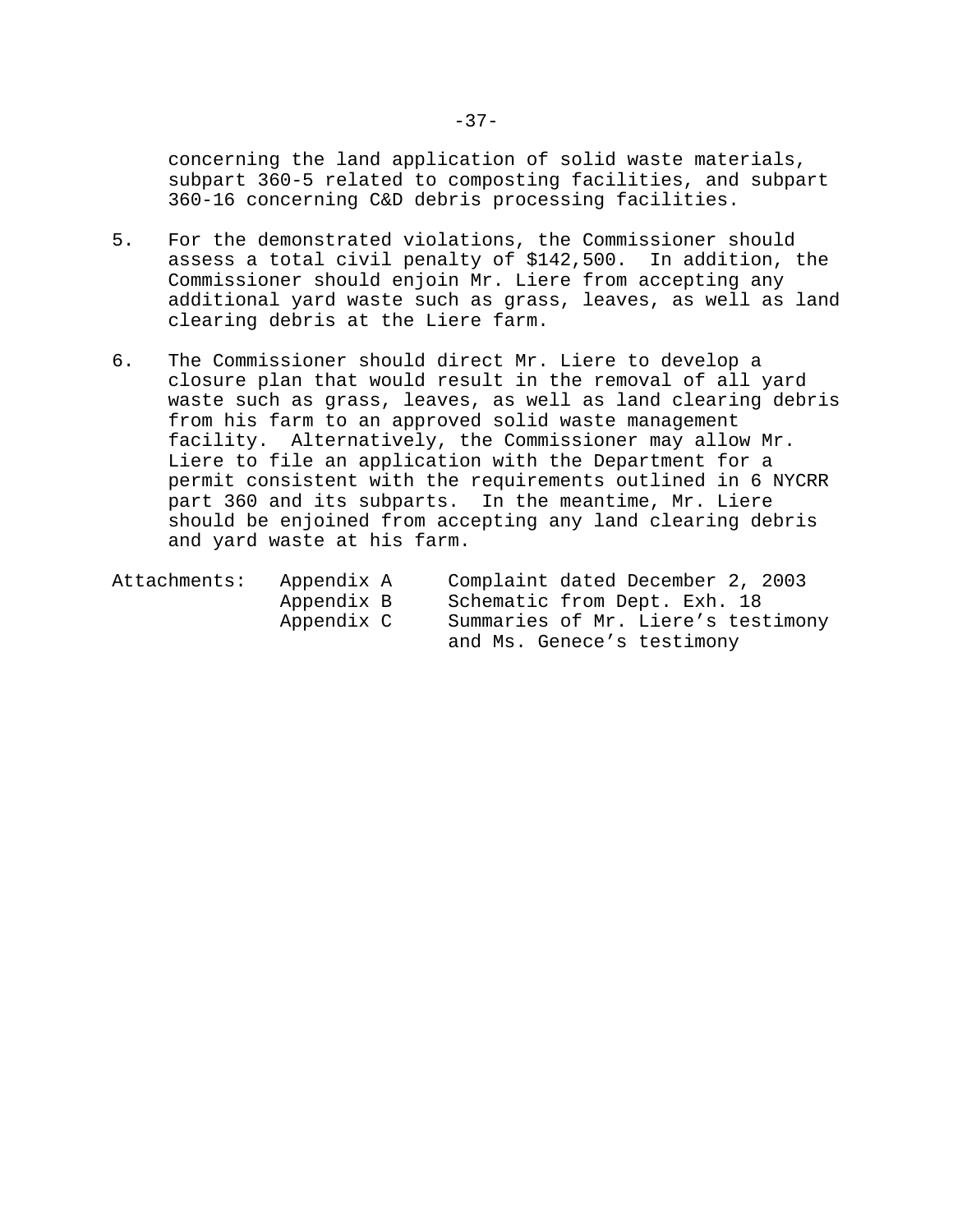concerning the land application of solid waste materials, subpart 360-5 related to composting facilities, and subpart 360-16 concerning C&D debris processing facilities.

5. For the demonstrated violations, the Commissioner should assess a total civil penalty of $142,500. In addition, the Commissioner should enjoin Mr. Liere from accepting any additional yard waste such as grass, leaves, as well as land clearing debris at the Liere farm.

6. The Commissioner should direct Mr. Liere to develop a closure plan that would result in the removal of all yard waste such as grass, leaves, as well as land clearing debris from his farm to an approved solid waste management facility. Alternatively, the Commissioner may allow Mr. Liere to file an application with the Department for a permit consistent with the requirements outlined in 6 NYCRR part 360 and its subparts. In the meantime, Mr. Liere should be enjoined from accepting any land clearing debris and yard waste at his farm.

| | | |
|---|---|---|
| Attachments: | Appendix A | Complaint dated December 2, 2003 |
| | Appendix B | Schematic from Dept. Exh. 18 |
| | Appendix C | Summaries of Mr. Liere's testimony and Ms. Genece's testimony |